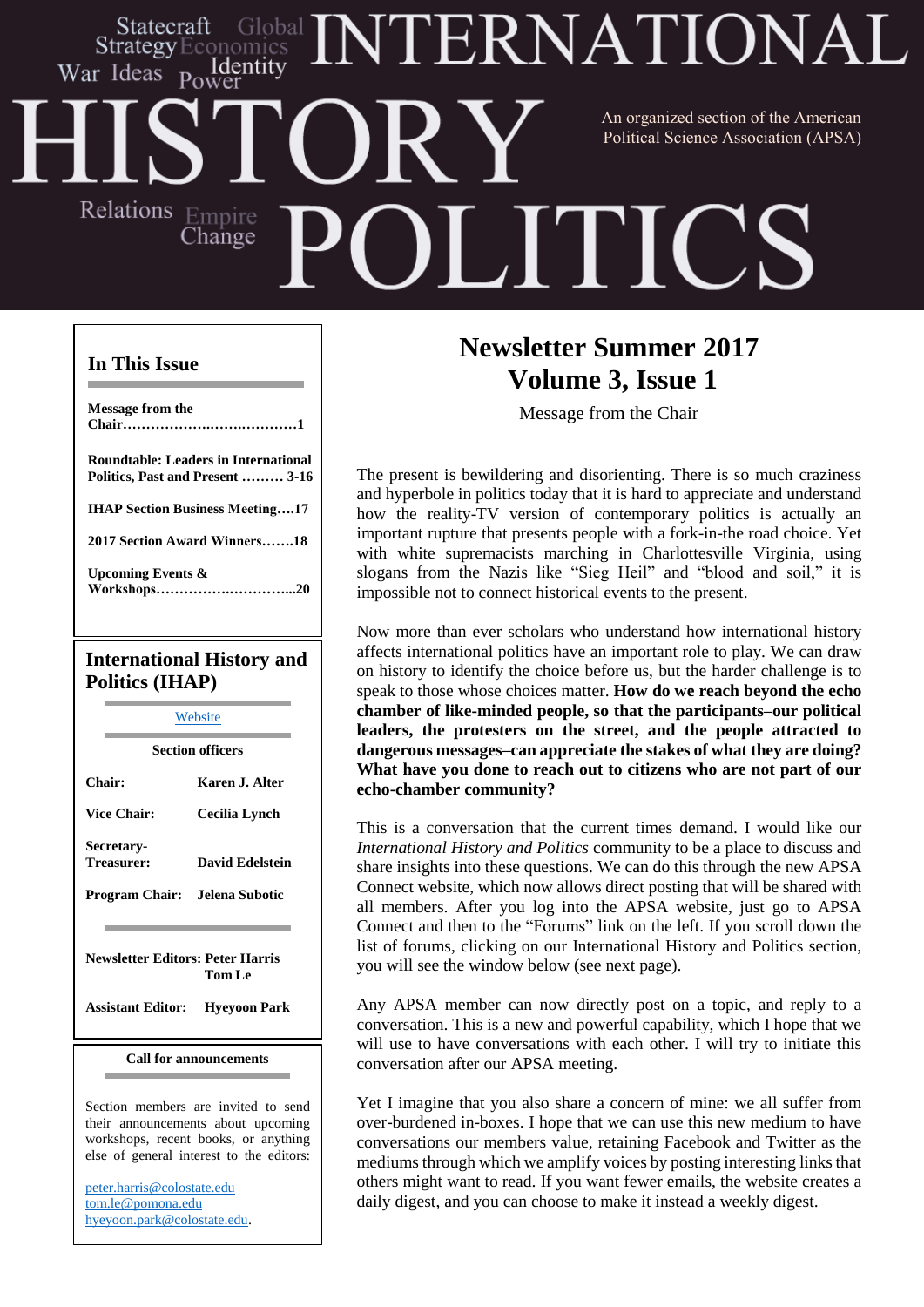# INTERNATIONAL HISTORY POLITICS

Statecraft Global Strategy Economics War Ideas Identity Power Relations Empire Change

An organized section of the American Political Science Association (APSA)

## In This Issue

**Message from the Chair……………….……………1**

**Roundtable: Leaders in International Politics, Past and Present ……… 3-16**

**IHAP Section Business Meeting….17**

**2017 Section Award Winners…….18**

**Upcoming Events & Workshops…………….…………...20**

## International History and Politics (IHAP)

Website

**Section officers**

| | |
|---|---|
| **Chair:** | **Karen J. Alter** |
| **Vice Chair:** | **Cecilia Lynch** |
| **Secretary-Treasurer:** | **David Edelstein** |
| **Program Chair:** | **Jelena Subotic** |

**Newsletter Editors: Peter Harris**
**Tom Le**

**Assistant Editor: Hyeyoon Park**

**Call for announcements**

Section members are invited to send their announcements about upcoming workshops, recent books, or anything else of general interest to the editors:

peter.harris@colostate.edu
tom.le@pomona.edu
hyeyoon.park@colostate.edu.

# Newsletter Summer 2017
# Volume 3, Issue 1

Message from the Chair

The present is bewildering and disorienting. There is so much craziness and hyperbole in politics today that it is hard to appreciate and understand how the reality-TV version of contemporary politics is actually an important rupture that presents people with a fork-in-the road choice. Yet with white supremacists marching in Charlottesville Virginia, using slogans from the Nazis like "Sieg Heil" and "blood and soil," it is impossible not to connect historical events to the present.

Now more than ever scholars who understand how international history affects international politics have an important role to play. We can draw on history to identify the choice before us, but the harder challenge is to speak to those whose choices matter. **How do we reach beyond the echo chamber of like-minded people, so that the participants–our political leaders, the protesters on the street, and the people attracted to dangerous messages–can appreciate the stakes of what they are doing? What have you done to reach out to citizens who are not part of our echo-chamber community?**

This is a conversation that the current times demand. I would like our *International History and Politics* community to be a place to discuss and share insights into these questions. We can do this through the new APSA Connect website, which now allows direct posting that will be shared with all members. After you log into the APSA website, just go to APSA Connect and then to the "Forums" link on the left. If you scroll down the list of forums, clicking on our International History and Politics section, you will see the window below (see next page).

Any APSA member can now directly post on a topic, and reply to a conversation. This is a new and powerful capability, which I hope that we will use to have conversations with each other. I will try to initiate this conversation after our APSA meeting.

Yet I imagine that you also share a concern of mine: we all suffer from over-burdened in-boxes. I hope that we can use this new medium to have conversations our members value, retaining Facebook and Twitter as the mediums through which we amplify voices by posting interesting links that others might want to read. If you want fewer emails, the website creates a daily digest, and you can choose to make it instead a weekly digest.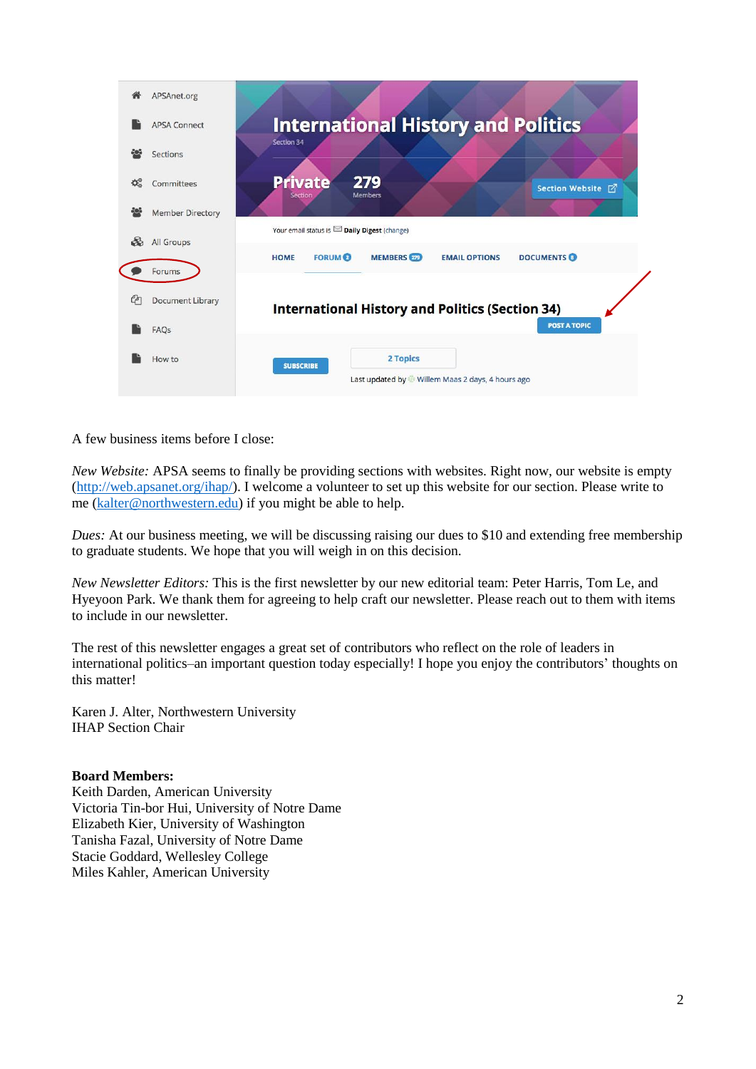A few business items before I close:

*New Website:* APSA seems to finally be providing sections with websites. Right now, our website is empty (http://web.apsanet.org/ihap/). I welcome a volunteer to set up this website for our section. Please write to me (kalter@northwestern.edu) if you might be able to help.

*Dues:* At our business meeting, we will be discussing raising our dues to $10 and extending free membership to graduate students. We hope that you will weigh in on this decision.

*New Newsletter Editors:* This is the first newsletter by our new editorial team: Peter Harris, Tom Le, and Hyeyoon Park. We thank them for agreeing to help craft our newsletter. Please reach out to them with items to include in our newsletter.

The rest of this newsletter engages a great set of contributors who reflect on the role of leaders in international politics–an important question today especially! I hope you enjoy the contributors' thoughts on this matter!

Karen J. Alter, Northwestern University
IHAP Section Chair

**Board Members:**
Keith Darden, American University
Victoria Tin-bor Hui, University of Notre Dame
Elizabeth Kier, University of Washington
Tanisha Fazal, University of Notre Dame
Stacie Goddard, Wellesley College
Miles Kahler, American University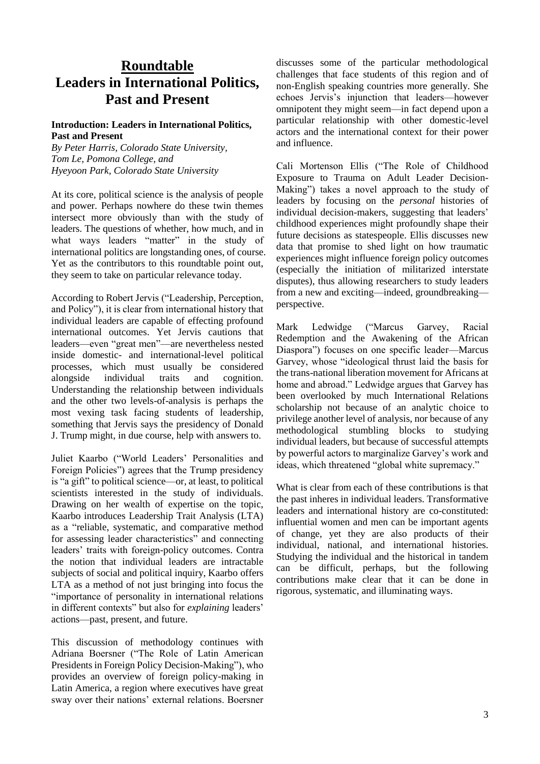# Roundtable
# Leaders in International Politics, Past and Present

**Introduction: Leaders in International Politics, Past and Present**

*By Peter Harris, Colorado State University, Tom Le, Pomona College, and Hyeyoon Park, Colorado State University*

At its core, political science is the analysis of people and power. Perhaps nowhere do these twin themes intersect more obviously than with the study of leaders. The questions of whether, how much, and in what ways leaders "matter" in the study of international politics are longstanding ones, of course. Yet as the contributors to this roundtable point out, they seem to take on particular relevance today.

According to Robert Jervis ("Leadership, Perception, and Policy"), it is clear from international history that individual leaders are capable of effecting profound international outcomes. Yet Jervis cautions that leaders—even "great men"—are nevertheless nested inside domestic- and international-level political processes, which must usually be considered alongside individual traits and cognition. Understanding the relationship between individuals and the other two levels-of-analysis is perhaps the most vexing task facing students of leadership, something that Jervis says the presidency of Donald J. Trump might, in due course, help with answers to.

Juliet Kaarbo ("World Leaders' Personalities and Foreign Policies") agrees that the Trump presidency is "a gift" to political science—or, at least, to political scientists interested in the study of individuals. Drawing on her wealth of expertise on the topic, Kaarbo introduces Leadership Trait Analysis (LTA) as a "reliable, systematic, and comparative method for assessing leader characteristics" and connecting leaders' traits with foreign-policy outcomes. Contra the notion that individual leaders are intractable subjects of social and political inquiry, Kaarbo offers LTA as a method of not just bringing into focus the "importance of personality in international relations in different contexts" but also for *explaining* leaders' actions—past, present, and future.

This discussion of methodology continues with Adriana Boersner ("The Role of Latin American Presidents in Foreign Policy Decision-Making"), who provides an overview of foreign policy-making in Latin America, a region where executives have great sway over their nations' external relations. Boersner discusses some of the particular methodological challenges that face students of this region and of non-English speaking countries more generally. She echoes Jervis's injunction that leaders—however omnipotent they might seem—in fact depend upon a particular relationship with other domestic-level actors and the international context for their power and influence.

Cali Mortenson Ellis ("The Role of Childhood Exposure to Trauma on Adult Leader Decision-Making") takes a novel approach to the study of leaders by focusing on the *personal* histories of individual decision-makers, suggesting that leaders' childhood experiences might profoundly shape their future decisions as statespeople. Ellis discusses new data that promise to shed light on how traumatic experiences might influence foreign policy outcomes (especially the initiation of militarized interstate disputes), thus allowing researchers to study leaders from a new and exciting—indeed, groundbreaking—perspective.

Mark Ledwidge ("Marcus Garvey, Racial Redemption and the Awakening of the African Diaspora") focuses on one specific leader—Marcus Garvey, whose "ideological thrust laid the basis for the trans-national liberation movement for Africans at home and abroad." Ledwidge argues that Garvey has been overlooked by much International Relations scholarship not because of an analytic choice to privilege another level of analysis, nor because of any methodological stumbling blocks to studying individual leaders, but because of successful attempts by powerful actors to marginalize Garvey's work and ideas, which threatened "global white supremacy."

What is clear from each of these contributions is that the past inheres in individual leaders. Transformative leaders and international history are co-constituted: influential women and men can be important agents of change, yet they are also products of their individual, national, and international histories. Studying the individual and the historical in tandem can be difficult, perhaps, but the following contributions make clear that it can be done in rigorous, systematic, and illuminating ways.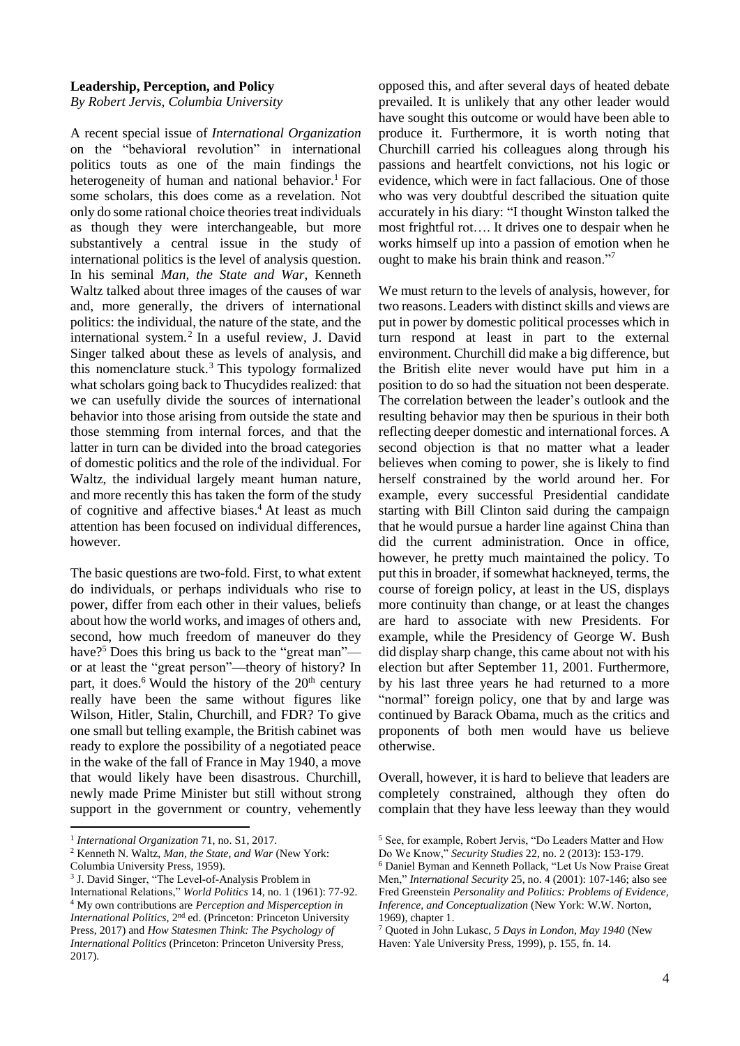**Leadership, Perception, and Policy**
*By Robert Jervis, Columbia University*

A recent special issue of *International Organization* on the "behavioral revolution" in international politics touts as one of the main findings the heterogeneity of human and national behavior.[1] For some scholars, this does come as a revelation. Not only do some rational choice theories treat individuals as though they were interchangeable, but more substantively a central issue in the study of international politics is the level of analysis question. In his seminal *Man, the State and War*, Kenneth Waltz talked about three images of the causes of war and, more generally, the drivers of international politics: the individual, the nature of the state, and the international system.[2] In a useful review, J. David Singer talked about these as levels of analysis, and this nomenclature stuck.[3] This typology formalized what scholars going back to Thucydides realized: that we can usefully divide the sources of international behavior into those arising from outside the state and those stemming from internal forces, and that the latter in turn can be divided into the broad categories of domestic politics and the role of the individual. For Waltz, the individual largely meant human nature, and more recently this has taken the form of the study of cognitive and affective biases.[4] At least as much attention has been focused on individual differences, however.

The basic questions are two-fold. First, to what extent do individuals, or perhaps individuals who rise to power, differ from each other in their values, beliefs about how the world works, and images of others and, second, how much freedom of maneuver do they have?[5] Does this bring us back to the "great man"—or at least the "great person"—theory of history? In part, it does.[6] Would the history of the 20th century really have been the same without figures like Wilson, Hitler, Stalin, Churchill, and FDR? To give one small but telling example, the British cabinet was ready to explore the possibility of a negotiated peace in the wake of the fall of France in May 1940, a move that would likely have been disastrous. Churchill, newly made Prime Minister but still without strong support in the government or country, vehemently opposed this, and after several days of heated debate prevailed. It is unlikely that any other leader would have sought this outcome or would have been able to produce it. Furthermore, it is worth noting that Churchill carried his colleagues along through his passions and heartfelt convictions, not his logic or evidence, which were in fact fallacious. One of those who was very doubtful described the situation quite accurately in his diary: "I thought Winston talked the most frightful rot…. It drives one to despair when he works himself up into a passion of emotion when he ought to make his brain think and reason."[7]

We must return to the levels of analysis, however, for two reasons. Leaders with distinct skills and views are put in power by domestic political processes which in turn respond at least in part to the external environment. Churchill did make a big difference, but the British elite never would have put him in a position to do so had the situation not been desperate. The correlation between the leader's outlook and the resulting behavior may then be spurious in their both reflecting deeper domestic and international forces. A second objection is that no matter what a leader believes when coming to power, she is likely to find herself constrained by the world around her. For example, every successful Presidential candidate starting with Bill Clinton said during the campaign that he would pursue a harder line against China than did the current administration. Once in office, however, he pretty much maintained the policy. To put this in broader, if somewhat hackneyed, terms, the course of foreign policy, at least in the US, displays more continuity than change, or at least the changes are hard to associate with new Presidents. For example, while the Presidency of George W. Bush did display sharp change, this came about not with his election but after September 11, 2001. Furthermore, by his last three years he had returned to a more "normal" foreign policy, one that by and large was continued by Barack Obama, much as the critics and proponents of both men would have us believe otherwise.

Overall, however, it is hard to believe that leaders are completely constrained, although they often do complain that they have less leeway than they would

---

[1] *International Organization* 71, no. S1, 2017.

[2] Kenneth N. Waltz, *Man, the State, and War* (New York: Columbia University Press, 1959).

[3] J. David Singer, "The Level-of-Analysis Problem in International Relations," *World Politics* 14, no. 1 (1961): 77-92.

[4] My own contributions are *Perception and Misperception in International Politics*, 2nd ed. (Princeton: Princeton University Press, 2017) and *How Statesmen Think: The Psychology of International Politics* (Princeton: Princeton University Press, 2017).

[5] See, for example, Robert Jervis, "Do Leaders Matter and How Do We Know," *Security Studies* 22, no. 2 (2013): 153-179.

[6] Daniel Byman and Kenneth Pollack, "Let Us Now Praise Great Men," *International Security* 25, no. 4 (2001): 107-146; also see Fred Greenstein *Personality and Politics: Problems of Evidence, Inference, and Conceptualization* (New York: W.W. Norton, 1969), chapter 1.

[7] Quoted in John Lukasc, *5 Days in London, May 1940* (New Haven: Yale University Press, 1999), p. 155, fn. 14.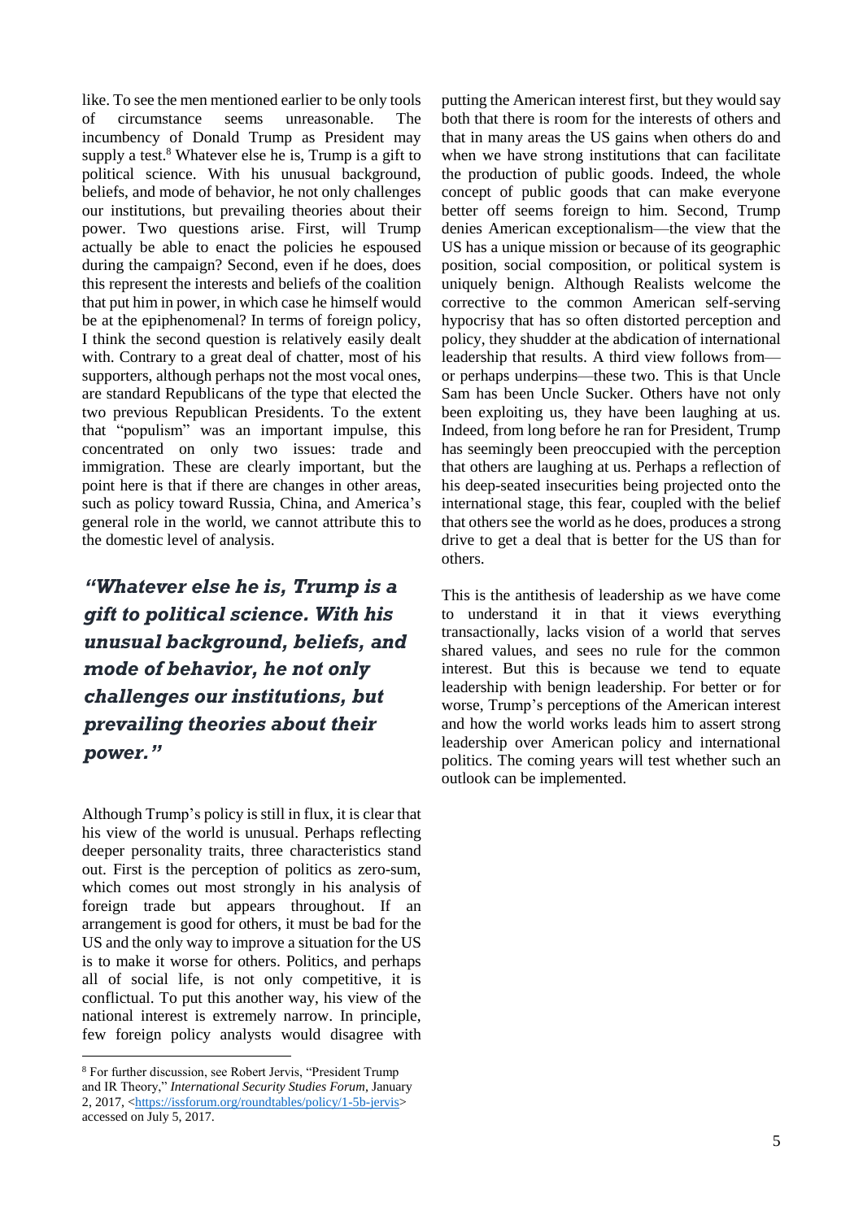like. To see the men mentioned earlier to be only tools of circumstance seems unreasonable. The incumbency of Donald Trump as President may supply a test.[8] Whatever else he is, Trump is a gift to political science. With his unusual background, beliefs, and mode of behavior, he not only challenges our institutions, but prevailing theories about their power. Two questions arise. First, will Trump actually be able to enact the policies he espoused during the campaign? Second, even if he does, does this represent the interests and beliefs of the coalition that put him in power, in which case he himself would be at the epiphenomenal? In terms of foreign policy, I think the second question is relatively easily dealt with. Contrary to a great deal of chatter, most of his supporters, although perhaps not the most vocal ones, are standard Republicans of the type that elected the two previous Republican Presidents. To the extent that "populism" was an important impulse, this concentrated on only two issues: trade and immigration. These are clearly important, but the point here is that if there are changes in other areas, such as policy toward Russia, China, and America's general role in the world, we cannot attribute this to the domestic level of analysis.

> ***"Whatever else he is, Trump is a gift to political science. With his unusual background, beliefs, and mode of behavior, he not only challenges our institutions, but prevailing theories about their power."***

Although Trump's policy is still in flux, it is clear that his view of the world is unusual. Perhaps reflecting deeper personality traits, three characteristics stand out. First is the perception of politics as zero-sum, which comes out most strongly in his analysis of foreign trade but appears throughout. If an arrangement is good for others, it must be bad for the US and the only way to improve a situation for the US is to make it worse for others. Politics, and perhaps all of social life, is not only competitive, it is conflictual. To put this another way, his view of the national interest is extremely narrow. In principle, few foreign policy analysts would disagree with putting the American interest first, but they would say both that there is room for the interests of others and that in many areas the US gains when others do and when we have strong institutions that can facilitate the production of public goods. Indeed, the whole concept of public goods that can make everyone better off seems foreign to him. Second, Trump denies American exceptionalism—the view that the US has a unique mission or because of its geographic position, social composition, or political system is uniquely benign. Although Realists welcome the corrective to the common American self-serving hypocrisy that has so often distorted perception and policy, they shudder at the abdication of international leadership that results. A third view follows from—or perhaps underpins—these two. This is that Uncle Sam has been Uncle Sucker. Others have not only been exploiting us, they have been laughing at us. Indeed, from long before he ran for President, Trump has seemingly been preoccupied with the perception that others are laughing at us. Perhaps a reflection of his deep-seated insecurities being projected onto the international stage, this fear, coupled with the belief that others see the world as he does, produces a strong drive to get a deal that is better for the US than for others.

This is the antithesis of leadership as we have come to understand it in that it views everything transactionally, lacks vision of a world that serves shared values, and sees no rule for the common interest. But this is because we tend to equate leadership with benign leadership. For better or for worse, Trump's perceptions of the American interest and how the world works leads him to assert strong leadership over American policy and international politics. The coming years will test whether such an outlook can be implemented.

---

[8] For further discussion, see Robert Jervis, "President Trump and IR Theory," *International Security Studies Forum*, January 2, 2017, <https://issforum.org/roundtables/policy/1-5b-jervis> accessed on July 5, 2017.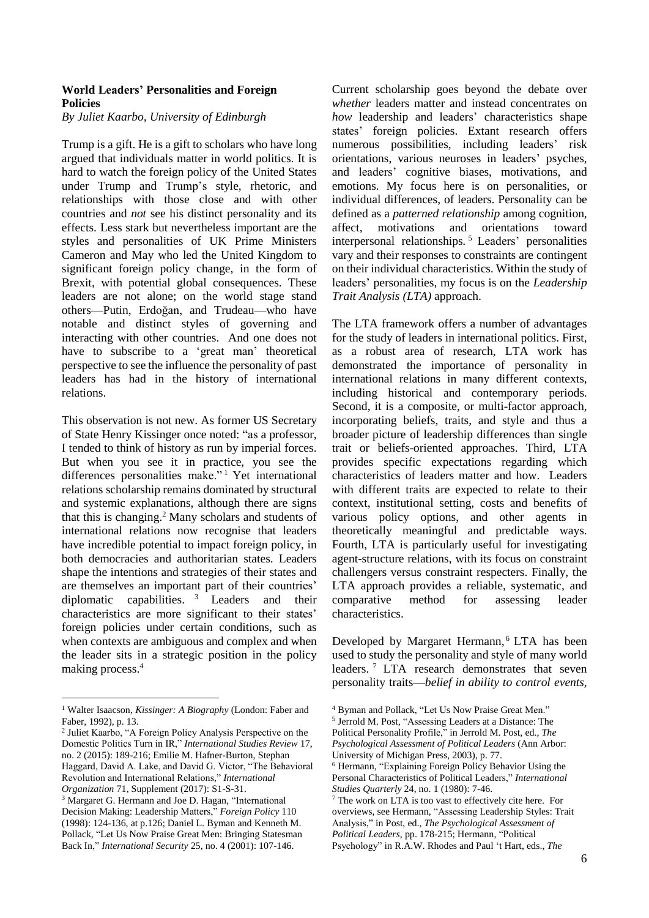**World Leaders' Personalities and Foreign Policies**

*By Juliet Kaarbo, University of Edinburgh*

Trump is a gift. He is a gift to scholars who have long argued that individuals matter in world politics. It is hard to watch the foreign policy of the United States under Trump and Trump's style, rhetoric, and relationships with those close and with other countries and *not* see his distinct personality and its effects. Less stark but nevertheless important are the styles and personalities of UK Prime Ministers Cameron and May who led the United Kingdom to significant foreign policy change, in the form of Brexit, with potential global consequences. These leaders are not alone; on the world stage stand others—Putin, Erdoğan, and Trudeau—who have notable and distinct styles of governing and interacting with other countries. And one does not have to subscribe to a 'great man' theoretical perspective to see the influence the personality of past leaders has had in the history of international relations.

This observation is not new. As former US Secretary of State Henry Kissinger once noted: "as a professor, I tended to think of history as run by imperial forces. But when you see it in practice, you see the differences personalities make."[1] Yet international relations scholarship remains dominated by structural and systemic explanations, although there are signs that this is changing.[2] Many scholars and students of international relations now recognise that leaders have incredible potential to impact foreign policy, in both democracies and authoritarian states. Leaders shape the intentions and strategies of their states and are themselves an important part of their countries' diplomatic capabilities.[3] Leaders and their characteristics are more significant to their states' foreign policies under certain conditions, such as when contexts are ambiguous and complex and when the leader sits in a strategic position in the policy making process.[4]

Current scholarship goes beyond the debate over *whether* leaders matter and instead concentrates on *how* leadership and leaders' characteristics shape states' foreign policies. Extant research offers numerous possibilities, including leaders' risk orientations, various neuroses in leaders' psyches, and leaders' cognitive biases, motivations, and emotions. My focus here is on personalities, or individual differences, of leaders. Personality can be defined as a *patterned relationship* among cognition, affect, motivations and orientations toward interpersonal relationships.[5] Leaders' personalities vary and their responses to constraints are contingent on their individual characteristics. Within the study of leaders' personalities, my focus is on the *Leadership Trait Analysis (LTA)* approach.

The LTA framework offers a number of advantages for the study of leaders in international politics. First, as a robust area of research, LTA work has demonstrated the importance of personality in international relations in many different contexts, including historical and contemporary periods. Second, it is a composite, or multi-factor approach, incorporating beliefs, traits, and style and thus a broader picture of leadership differences than single trait or beliefs-oriented approaches. Third, LTA provides specific expectations regarding which characteristics of leaders matter and how. Leaders with different traits are expected to relate to their context, institutional setting, costs and benefits of various policy options, and other agents in theoretically meaningful and predictable ways. Fourth, LTA is particularly useful for investigating agent-structure relations, with its focus on constraint challengers versus constraint respecters. Finally, the LTA approach provides a reliable, systematic, and comparative method for assessing leader characteristics.

Developed by Margaret Hermann,[6] LTA has been used to study the personality and style of many world leaders.[7] LTA research demonstrates that seven personality traits—*belief in ability to control events,*

---

[1] Walter Isaacson, *Kissinger: A Biography* (London: Faber and Faber, 1992), p. 13.

[2] Juliet Kaarbo, "A Foreign Policy Analysis Perspective on the Domestic Politics Turn in IR," *International Studies Review* 17, no. 2 (2015): 189-216; Emilie M. Hafner-Burton, Stephan Haggard, David A. Lake, and David G. Victor, "The Behavioral Revolution and International Relations," *International Organization* 71, Supplement (2017): S1-S-31.

[3] Margaret G. Hermann and Joe D. Hagan, "International Decision Making: Leadership Matters," *Foreign Policy* 110 (1998): 124-136, at p.126; Daniel L. Byman and Kenneth M. Pollack, "Let Us Now Praise Great Men: Bringing Statesman Back In," *International Security* 25, no. 4 (2001): 107-146.

[4] Byman and Pollack, "Let Us Now Praise Great Men."

[5] Jerrold M. Post, "Assessing Leaders at a Distance: The Political Personality Profile," in Jerrold M. Post, ed., *The Psychological Assessment of Political Leaders* (Ann Arbor: University of Michigan Press, 2003), p. 77.

[6] Hermann, "Explaining Foreign Policy Behavior Using the Personal Characteristics of Political Leaders," *International Studies Quarterly* 24, no. 1 (1980): 7-46.

[7] The work on LTA is too vast to effectively cite here. For overviews, see Hermann, "Assessing Leadership Styles: Trait Analysis," in Post, ed., *The Psychological Assessment of Political Leaders*, pp. 178-215; Hermann, "Political Psychology" in R.A.W. Rhodes and Paul 't Hart, eds., *The*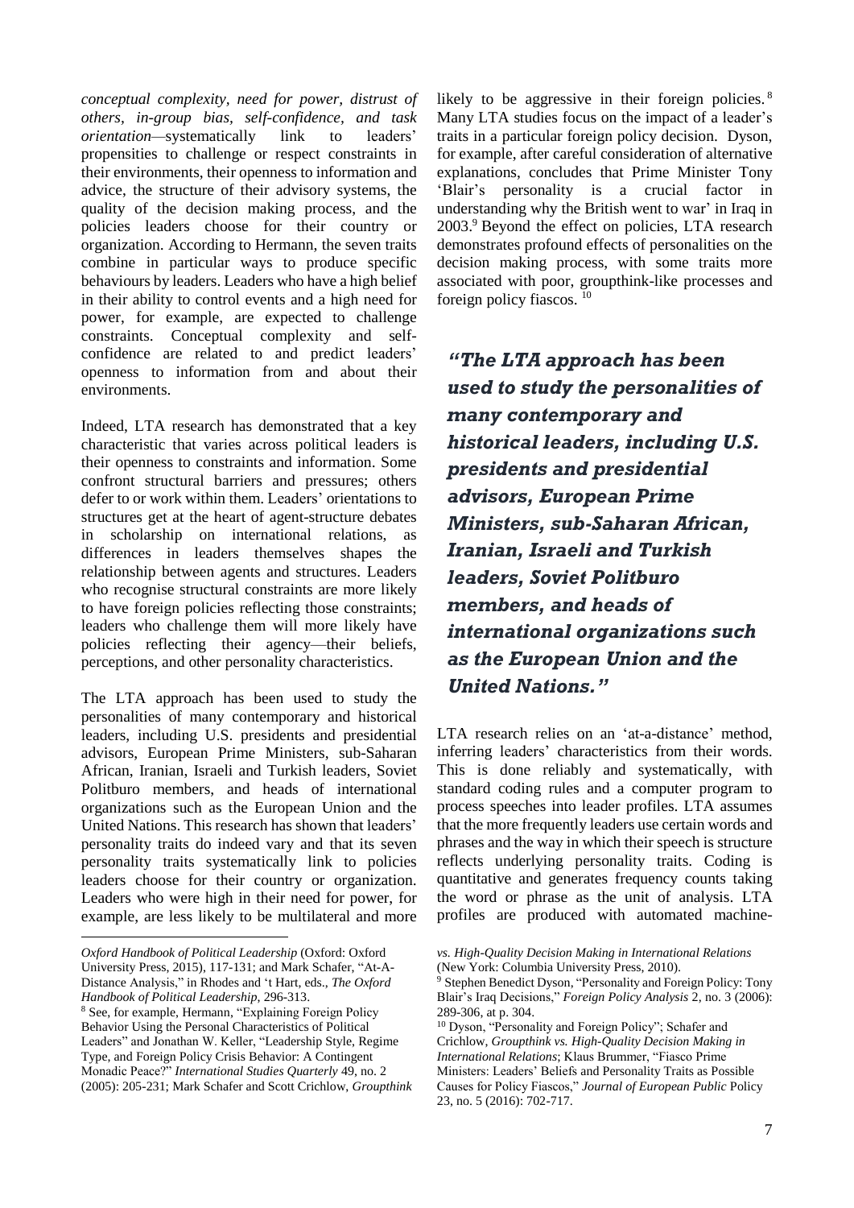*conceptual complexity, need for power, distrust of others, in-group bias, self-confidence, and task orientation*—systematically link to leaders' propensities to challenge or respect constraints in their environments, their openness to information and advice, the structure of their advisory systems, the quality of the decision making process, and the policies leaders choose for their country or organization. According to Hermann, the seven traits combine in particular ways to produce specific behaviours by leaders. Leaders who have a high belief in their ability to control events and a high need for power, for example, are expected to challenge constraints. Conceptual complexity and self-confidence are related to and predict leaders' openness to information from and about their environments.

Indeed, LTA research has demonstrated that a key characteristic that varies across political leaders is their openness to constraints and information. Some confront structural barriers and pressures; others defer to or work within them. Leaders' orientations to structures get at the heart of agent-structure debates in scholarship on international relations, as differences in leaders themselves shapes the relationship between agents and structures. Leaders who recognise structural constraints are more likely to have foreign policies reflecting those constraints; leaders who challenge them will more likely have policies reflecting their agency—their beliefs, perceptions, and other personality characteristics.

The LTA approach has been used to study the personalities of many contemporary and historical leaders, including U.S. presidents and presidential advisors, European Prime Ministers, sub-Saharan African, Iranian, Israeli and Turkish leaders, Soviet Politburo members, and heads of international organizations such as the European Union and the United Nations. This research has shown that leaders' personality traits do indeed vary and that its seven personality traits systematically link to policies leaders choose for their country or organization. Leaders who were high in their need for power, for example, are less likely to be multilateral and more likely to be aggressive in their foreign policies.[8] Many LTA studies focus on the impact of a leader's traits in a particular foreign policy decision. Dyson, for example, after careful consideration of alternative explanations, concludes that Prime Minister Tony 'Blair's personality is a crucial factor in understanding why the British went to war' in Iraq in 2003.[9] Beyond the effect on policies, LTA research demonstrates profound effects of personalities on the decision making process, with some traits more associated with poor, groupthink-like processes and foreign policy fiascos.[10]

***"The LTA approach has been used to study the personalities of many contemporary and historical leaders, including U.S. presidents and presidential advisors, European Prime Ministers, sub-Saharan African, Iranian, Israeli and Turkish leaders, Soviet Politburo members, and heads of international organizations such as the European Union and the United Nations."***

LTA research relies on an 'at-a-distance' method, inferring leaders' characteristics from their words. This is done reliably and systematically, with standard coding rules and a computer program to process speeches into leader profiles. LTA assumes that the more frequently leaders use certain words and phrases and the way in which their speech is structure reflects underlying personality traits. Coding is quantitative and generates frequency counts taking the word or phrase as the unit of analysis. LTA profiles are produced with automated machine-

---

*Oxford Handbook of Political Leadership* (Oxford: Oxford University Press, 2015), 117-131; and Mark Schafer, "At-A-Distance Analysis," in Rhodes and 't Hart, eds., *The Oxford Handbook of Political Leadership*, 296-313.

[8] See, for example, Hermann, "Explaining Foreign Policy Behavior Using the Personal Characteristics of Political Leaders" and Jonathan W. Keller, "Leadership Style, Regime Type, and Foreign Policy Crisis Behavior: A Contingent Monadic Peace?" *International Studies Quarterly* 49, no. 2 (2005): 205-231; Mark Schafer and Scott Crichlow, *Groupthink vs. High-Quality Decision Making in International Relations* (New York: Columbia University Press, 2010).

[9] Stephen Benedict Dyson, "Personality and Foreign Policy: Tony Blair's Iraq Decisions," *Foreign Policy Analysis* 2, no. 3 (2006): 289-306, at p. 304.

[10] Dyson, "Personality and Foreign Policy"; Schafer and Crichlow, *Groupthink vs. High-Quality Decision Making in International Relations*; Klaus Brummer, "Fiasco Prime Ministers: Leaders' Beliefs and Personality Traits as Possible Causes for Policy Fiascos," *Journal of European Public* Policy 23, no. 5 (2016): 702-717.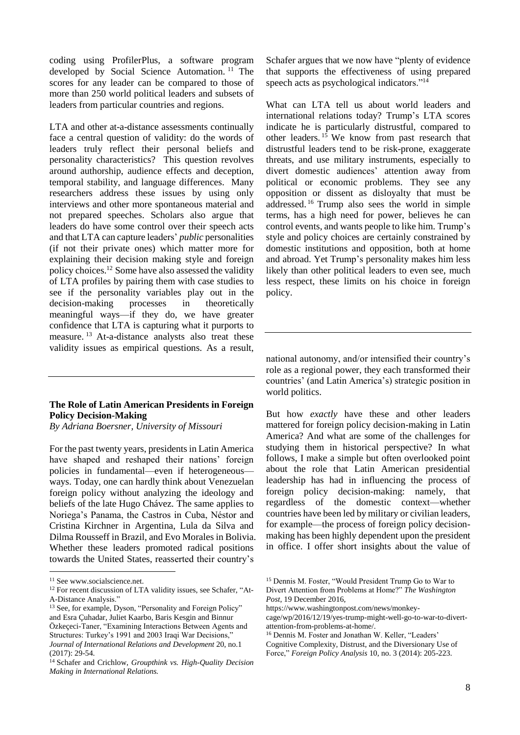coding using ProfilerPlus, a software program developed by Social Science Automation.[11] The scores for any leader can be compared to those of more than 250 world political leaders and subsets of leaders from particular countries and regions.

LTA and other at-a-distance assessments continually face a central question of validity: do the words of leaders truly reflect their personal beliefs and personality characteristics? This question revolves around authorship, audience effects and deception, temporal stability, and language differences. Many researchers address these issues by using only interviews and other more spontaneous material and not prepared speeches. Scholars also argue that leaders do have some control over their speech acts and that LTA can capture leaders' *public* personalities (if not their private ones) which matter more for explaining their decision making style and foreign policy choices.[12] Some have also assessed the validity of LTA profiles by pairing them with case studies to see if the personality variables play out in the decision-making processes in theoretically meaningful ways—if they do, we have greater confidence that LTA is capturing what it purports to measure.[13] At-a-distance analysts also treat these validity issues as empirical questions. As a result, Schafer argues that we now have "plenty of evidence that supports the effectiveness of using prepared speech acts as psychological indicators."[14]

What can LTA tell us about world leaders and international relations today? Trump's LTA scores indicate he is particularly distrustful, compared to other leaders.[15] We know from past research that distrustful leaders tend to be risk-prone, exaggerate threats, and use military instruments, especially to divert domestic audiences' attention away from political or economic problems. They see any opposition or dissent as disloyalty that must be addressed.[16] Trump also sees the world in simple terms, has a high need for power, believes he can control events, and wants people to like him. Trump's style and policy choices are certainly constrained by domestic institutions and opposition, both at home and abroad. Yet Trump's personality makes him less likely than other political leaders to even see, much less respect, these limits on his choice in foreign policy.

---

## The Role of Latin American Presidents in Foreign Policy Decision-Making

*By Adriana Boersner, University of Missouri*

For the past twenty years, presidents in Latin America have shaped and reshaped their nations' foreign policies in fundamental—even if heterogeneous—ways. Today, one can hardly think about Venezuelan foreign policy without analyzing the ideology and beliefs of the late Hugo Chávez. The same applies to Noriega's Panama, the Castros in Cuba, Néstor and Cristina Kirchner in Argentina, Lula da Silva and Dilma Rousseff in Brazil, and Evo Morales in Bolivia. Whether these leaders promoted radical positions towards the United States, reasserted their country's national autonomy, and/or intensified their country's role as a regional power, they each transformed their countries' (and Latin America's) strategic position in world politics.

But how *exactly* have these and other leaders mattered for foreign policy decision-making in Latin America? And what are some of the challenges for studying them in historical perspective? In what follows, I make a simple but often overlooked point about the role that Latin American presidential leadership has had in influencing the process of foreign policy decision-making: namely, that regardless of the domestic context—whether countries have been led by military or civilian leaders, for example—the process of foreign policy decision-making has been highly dependent upon the president in office. I offer short insights about the value of

---

[11] See www.socialscience.net.

[12] For recent discussion of LTA validity issues, see Schafer, "At-A-Distance Analysis."

[13] See, for example, Dyson, "Personality and Foreign Policy" and Esra Çuhadar, Juliet Kaarbo, Baris Kesgin and Binnur Özkeçeci-Taner, "Examining Interactions Between Agents and Structures: Turkey's 1991 and 2003 Iraqi War Decisions," *Journal of International Relations and Development* 20, no.1 (2017): 29-54.

[14] Schafer and Crichlow, *Groupthink vs. High-Quality Decision Making in International Relations.*

[15] Dennis M. Foster, "Would President Trump Go to War to Divert Attention from Problems at Home?" *The Washington Post*, 19 December 2016, https://www.washingtonpost.com/news/monkey-cage/wp/2016/12/19/yes-trump-might-well-go-to-war-to-divert-attention-from-problems-at-home/.

[16] Dennis M. Foster and Jonathan W. Keller, "Leaders' Cognitive Complexity, Distrust, and the Diversionary Use of Force," *Foreign Policy Analysis* 10, no. 3 (2014): 205-223.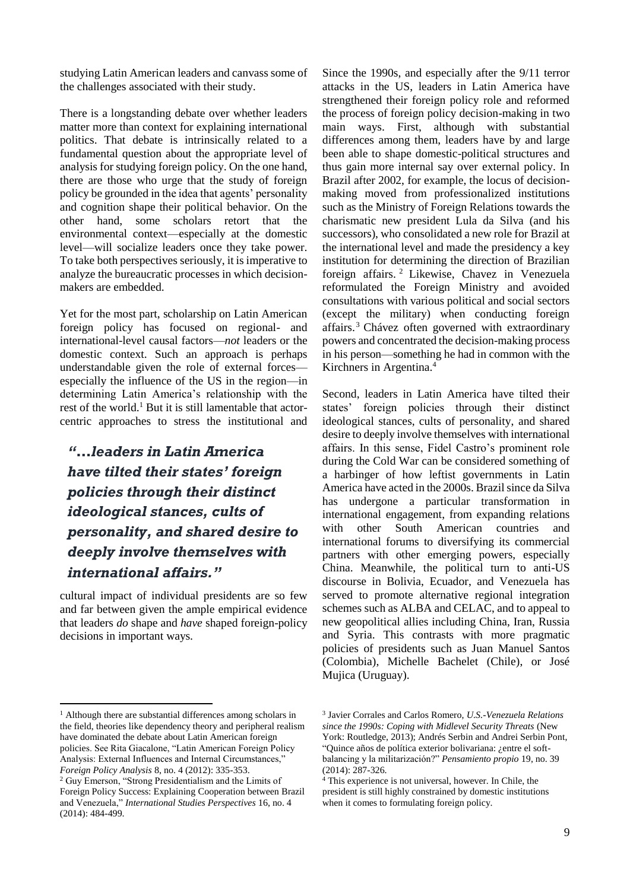studying Latin American leaders and canvass some of the challenges associated with their study.

There is a longstanding debate over whether leaders matter more than context for explaining international politics. That debate is intrinsically related to a fundamental question about the appropriate level of analysis for studying foreign policy. On the one hand, there are those who urge that the study of foreign policy be grounded in the idea that agents' personality and cognition shape their political behavior. On the other hand, some scholars retort that the environmental context—especially at the domestic level—will socialize leaders once they take power. To take both perspectives seriously, it is imperative to analyze the bureaucratic processes in which decision-makers are embedded.

Yet for the most part, scholarship on Latin American foreign policy has focused on regional- and international-level causal factors—*not* leaders or the domestic context. Such an approach is perhaps understandable given the role of external forces—especially the influence of the US in the region—in determining Latin America's relationship with the rest of the world.[1] But it is still lamentable that actor-centric approaches to stress the institutional and cultural impact of individual presidents are so few and far between given the ample empirical evidence that leaders *do* shape and *have* shaped foreign-policy decisions in important ways.

> ***"…leaders in Latin America have tilted their states' foreign policies through their distinct ideological stances, cults of personality, and shared desire to deeply involve themselves with international affairs."***

Since the 1990s, and especially after the 9/11 terror attacks in the US, leaders in Latin America have strengthened their foreign policy role and reformed the process of foreign policy decision-making in two main ways. First, although with substantial differences among them, leaders have by and large been able to shape domestic-political structures and thus gain more internal say over external policy. In Brazil after 2002, for example, the locus of decision-making moved from professionalized institutions such as the Ministry of Foreign Relations towards the charismatic new president Lula da Silva (and his successors), who consolidated a new role for Brazil at the international level and made the presidency a key institution for determining the direction of Brazilian foreign affairs.[2] Likewise, Chavez in Venezuela reformulated the Foreign Ministry and avoided consultations with various political and social sectors (except the military) when conducting foreign affairs.[3] Chávez often governed with extraordinary powers and concentrated the decision-making process in his person—something he had in common with the Kirchners in Argentina.[4]

Second, leaders in Latin America have tilted their states' foreign policies through their distinct ideological stances, cults of personality, and shared desire to deeply involve themselves with international affairs. In this sense, Fidel Castro's prominent role during the Cold War can be considered something of a harbinger of how leftist governments in Latin America have acted in the 2000s. Brazil since da Silva has undergone a particular transformation in international engagement, from expanding relations with other South American countries and international forums to diversifying its commercial partners with other emerging powers, especially China. Meanwhile, the political turn to anti-US discourse in Bolivia, Ecuador, and Venezuela has served to promote alternative regional integration schemes such as ALBA and CELAC, and to appeal to new geopolitical allies including China, Iran, Russia and Syria. This contrasts with more pragmatic policies of presidents such as Juan Manuel Santos (Colombia), Michelle Bachelet (Chile), or José Mujica (Uruguay).

---

[1] Although there are substantial differences among scholars in the field, theories like dependency theory and peripheral realism have dominated the debate about Latin American foreign policies. See Rita Giacalone, "Latin American Foreign Policy Analysis: External Influences and Internal Circumstances," *Foreign Policy Analysis* 8, no. 4 (2012): 335-353.

[2] Guy Emerson, "Strong Presidentialism and the Limits of Foreign Policy Success: Explaining Cooperation between Brazil and Venezuela," *International Studies Perspectives* 16, no. 4 (2014): 484-499.

[3] Javier Corrales and Carlos Romero, *U.S.-Venezuela Relations since the 1990s: Coping with Midlevel Security Threats* (New York: Routledge, 2013); Andrés Serbin and Andrei Serbin Pont, "Quince años de política exterior bolivariana: ¿entre el soft-balancing y la militarización?" *Pensamiento propio* 19, no. 39 (2014): 287-326.

[4] This experience is not universal, however. In Chile, the president is still highly constrained by domestic institutions when it comes to formulating foreign policy.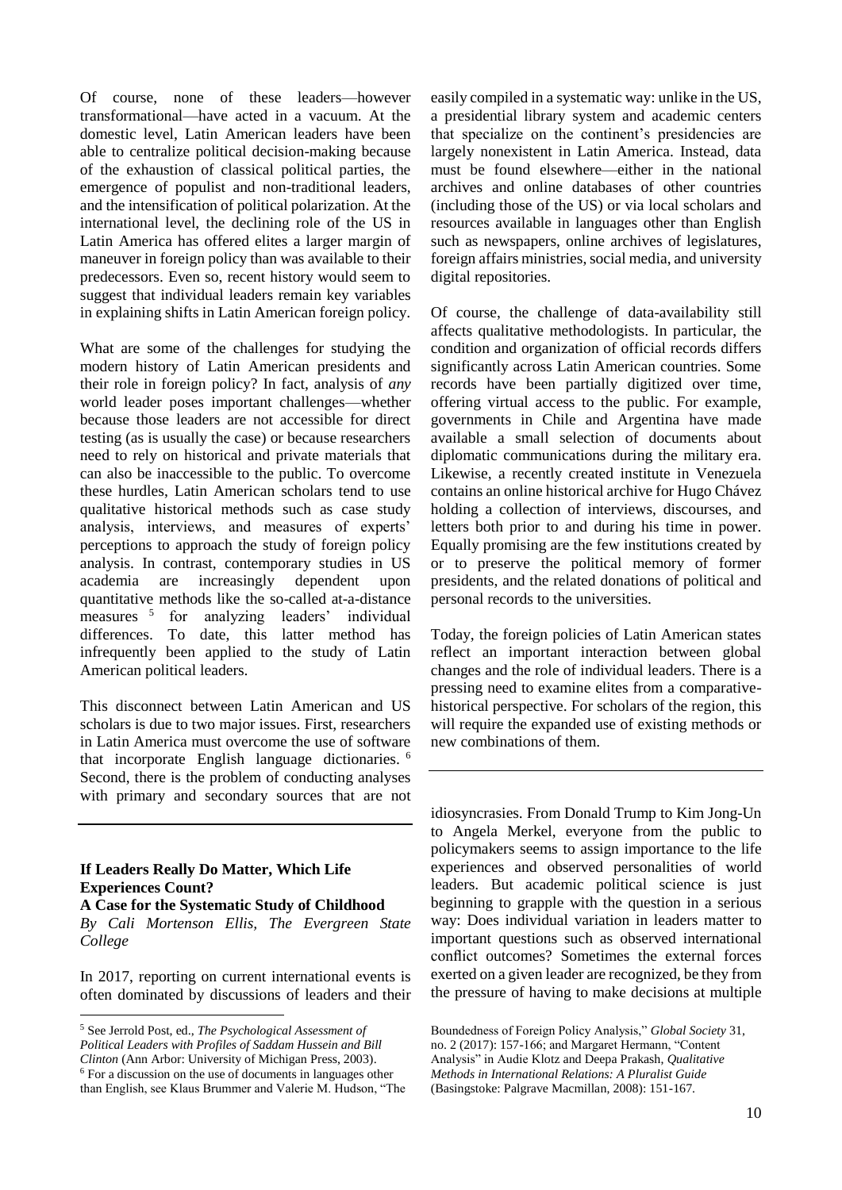Of course, none of these leaders—however transformational—have acted in a vacuum. At the domestic level, Latin American leaders have been able to centralize political decision-making because of the exhaustion of classical political parties, the emergence of populist and non-traditional leaders, and the intensification of political polarization. At the international level, the declining role of the US in Latin America has offered elites a larger margin of maneuver in foreign policy than was available to their predecessors. Even so, recent history would seem to suggest that individual leaders remain key variables in explaining shifts in Latin American foreign policy.

What are some of the challenges for studying the modern history of Latin American presidents and their role in foreign policy? In fact, analysis of *any* world leader poses important challenges—whether because those leaders are not accessible for direct testing (as is usually the case) or because researchers need to rely on historical and private materials that can also be inaccessible to the public. To overcome these hurdles, Latin American scholars tend to use qualitative historical methods such as case study analysis, interviews, and measures of experts' perceptions to approach the study of foreign policy analysis. In contrast, contemporary studies in US academia are increasingly dependent upon quantitative methods like the so-called at-a-distance measures [5] for analyzing leaders' individual differences. To date, this latter method has infrequently been applied to the study of Latin American political leaders.

This disconnect between Latin American and US scholars is due to two major issues. First, researchers in Latin America must overcome the use of software that incorporate English language dictionaries. [6] Second, there is the problem of conducting analyses with primary and secondary sources that are not easily compiled in a systematic way: unlike in the US, a presidential library system and academic centers that specialize on the continent's presidencies are largely nonexistent in Latin America. Instead, data must be found elsewhere—either in the national archives and online databases of other countries (including those of the US) or via local scholars and resources available in languages other than English such as newspapers, online archives of legislatures, foreign affairs ministries, social media, and university digital repositories.

Of course, the challenge of data-availability still affects qualitative methodologists. In particular, the condition and organization of official records differs significantly across Latin American countries. Some records have been partially digitized over time, offering virtual access to the public. For example, governments in Chile and Argentina have made available a small selection of documents about diplomatic communications during the military era. Likewise, a recently created institute in Venezuela contains an online historical archive for Hugo Chávez holding a collection of interviews, discourses, and letters both prior to and during his time in power. Equally promising are the few institutions created by or to preserve the political memory of former presidents, and the related donations of political and personal records to the universities.

Today, the foreign policies of Latin American states reflect an important interaction between global changes and the role of individual leaders. There is a pressing need to examine elites from a comparative-historical perspective. For scholars of the region, this will require the expanded use of existing methods or new combinations of them.

---

## If Leaders Really Do Matter, Which Life Experiences Count?

### A Case for the Systematic Study of Childhood

*By Cali Mortenson Ellis, The Evergreen State College*

In 2017, reporting on current international events is often dominated by discussions of leaders and their idiosyncrasies. From Donald Trump to Kim Jong-Un to Angela Merkel, everyone from the public to policymakers seems to assign importance to the life experiences and observed personalities of world leaders. But academic political science is just beginning to grapple with the question in a serious way: Does individual variation in leaders matter to important questions such as observed international conflict outcomes? Sometimes the external forces exerted on a given leader are recognized, be they from the pressure of having to make decisions at multiple

---

[5] See Jerrold Post, ed., *The Psychological Assessment of Political Leaders with Profiles of Saddam Hussein and Bill Clinton* (Ann Arbor: University of Michigan Press, 2003).

[6] For a discussion on the use of documents in languages other than English, see Klaus Brummer and Valerie M. Hudson, "The Boundedness of Foreign Policy Analysis," *Global Society* 31, no. 2 (2017): 157-166; and Margaret Hermann, "Content Analysis" in Audie Klotz and Deepa Prakash, *Qualitative Methods in International Relations: A Pluralist Guide* (Basingstoke: Palgrave Macmillan, 2008): 151-167.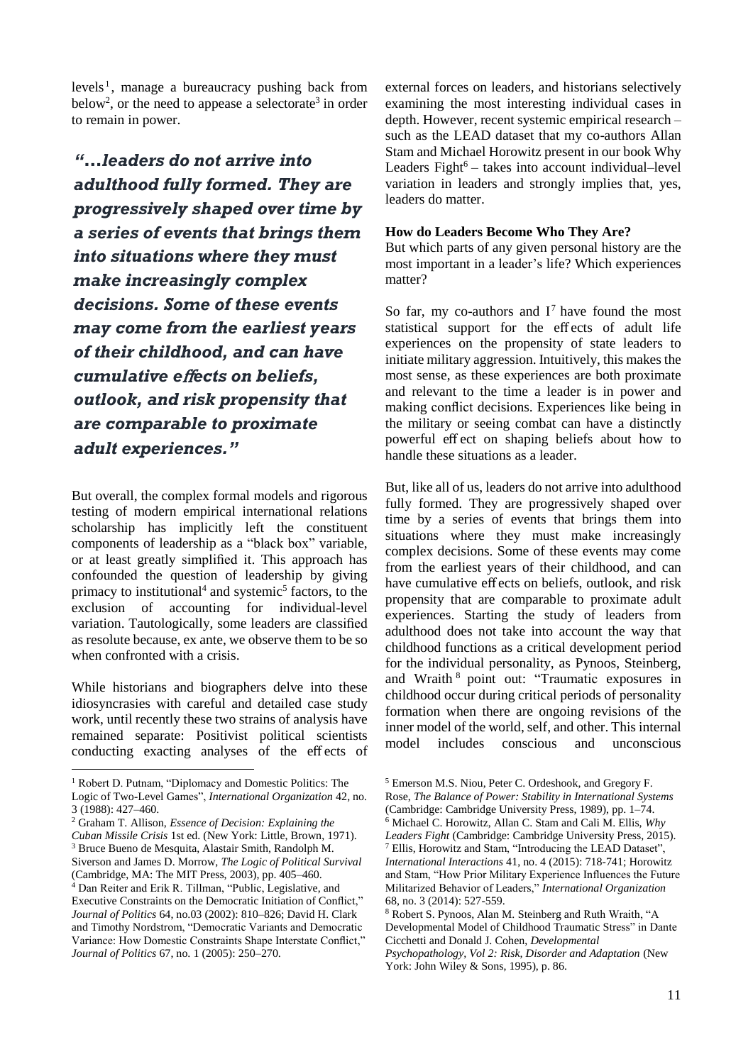levels[1], manage a bureaucracy pushing back from below[2], or the need to appease a selectorate[3] in order to remain in power.

> ***"…leaders do not arrive into adulthood fully formed. They are progressively shaped over time by a series of events that brings them into situations where they must make increasingly complex decisions. Some of these events may come from the earliest years of their childhood, and can have cumulative effects on beliefs, outlook, and risk propensity that are comparable to proximate adult experiences."***

But overall, the complex formal models and rigorous testing of modern empirical international relations scholarship has implicitly left the constituent components of leadership as a "black box" variable, or at least greatly simplified it. This approach has confounded the question of leadership by giving primacy to institutional[4] and systemic[5] factors, to the exclusion of accounting for individual-level variation. Tautologically, some leaders are classified as resolute because, ex ante, we observe them to be so when confronted with a crisis.

While historians and biographers delve into these idiosyncrasies with careful and detailed case study work, until recently these two strains of analysis have remained separate: Positivist political scientists conducting exacting analyses of the effects of external forces on leaders, and historians selectively examining the most interesting individual cases in depth. However, recent systemic empirical research – such as the LEAD dataset that my co-authors Allan Stam and Michael Horowitz present in our book Why Leaders Fight[6] – takes into account individual–level variation in leaders and strongly implies that, yes, leaders do matter.

**How do Leaders Become Who They Are?**

But which parts of any given personal history are the most important in a leader's life? Which experiences matter?

So far, my co-authors and I[7] have found the most statistical support for the effects of adult life experiences on the propensity of state leaders to initiate military aggression. Intuitively, this makes the most sense, as these experiences are both proximate and relevant to the time a leader is in power and making conflict decisions. Experiences like being in the military or seeing combat can have a distinctly powerful effect on shaping beliefs about how to handle these situations as a leader.

But, like all of us, leaders do not arrive into adulthood fully formed. They are progressively shaped over time by a series of events that brings them into situations where they must make increasingly complex decisions. Some of these events may come from the earliest years of their childhood, and can have cumulative effects on beliefs, outlook, and risk propensity that are comparable to proximate adult experiences. Starting the study of leaders from adulthood does not take into account the way that childhood functions as a critical development period for the individual personality, as Pynoos, Steinberg, and Wraith[8] point out: "Traumatic exposures in childhood occur during critical periods of personality formation when there are ongoing revisions of the inner model of the world, self, and other. This internal model includes conscious and unconscious

---

[1] Robert D. Putnam, "Diplomacy and Domestic Politics: The Logic of Two-Level Games", *International Organization* 42, no. 3 (1988): 427–460.

[2] Graham T. Allison, *Essence of Decision: Explaining the Cuban Missile Crisis* 1st ed. (New York: Little, Brown, 1971).

[3] Bruce Bueno de Mesquita, Alastair Smith, Randolph M. Siverson and James D. Morrow, *The Logic of Political Survival* (Cambridge, MA: The MIT Press, 2003), pp. 405–460.

[4] Dan Reiter and Erik R. Tillman, "Public, Legislative, and Executive Constraints on the Democratic Initiation of Conflict," *Journal of Politics* 64, no.03 (2002): 810–826; David H. Clark and Timothy Nordstrom, "Democratic Variants and Democratic Variance: How Domestic Constraints Shape Interstate Conflict," *Journal of Politics* 67, no. 1 (2005): 250–270.

[5] Emerson M.S. Niou, Peter C. Ordeshook, and Gregory F. Rose, *The Balance of Power: Stability in International Systems* (Cambridge: Cambridge University Press, 1989), pp. 1–74.

[6] Michael C. Horowitz, Allan C. Stam and Cali M. Ellis, *Why Leaders Fight* (Cambridge: Cambridge University Press, 2015).

[7] Ellis, Horowitz and Stam, "Introducing the LEAD Dataset", *International Interactions* 41, no. 4 (2015): 718-741; Horowitz and Stam, "How Prior Military Experience Influences the Future Militarized Behavior of Leaders," *International Organization* 68, no. 3 (2014): 527-559.

[8] Robert S. Pynoos, Alan M. Steinberg and Ruth Wraith, "A Developmental Model of Childhood Traumatic Stress" in Dante Cicchetti and Donald J. Cohen, *Developmental Psychopathology, Vol 2: Risk, Disorder and Adaptation* (New York: John Wiley & Sons, 1995), p. 86.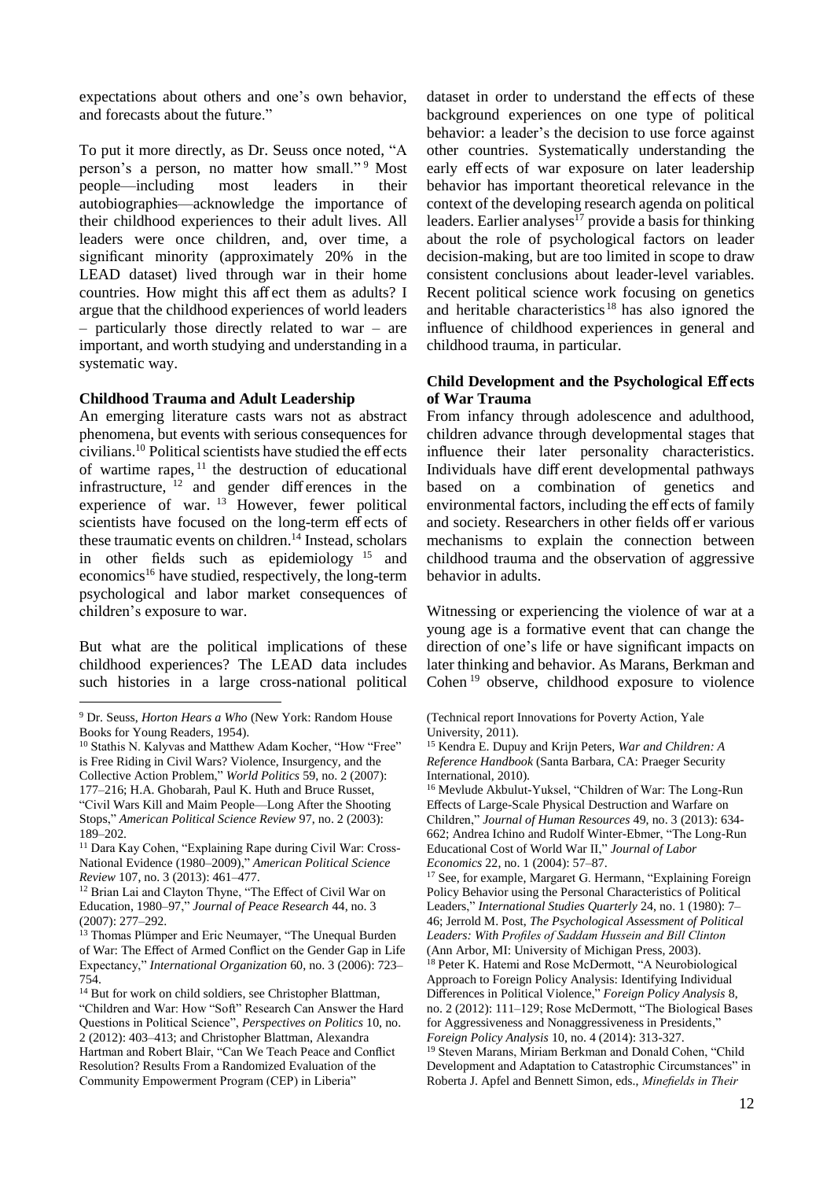expectations about others and one's own behavior, and forecasts about the future."

To put it more directly, as Dr. Seuss once noted, "A person's a person, no matter how small."[9] Most people—including most leaders in their autobiographies—acknowledge the importance of their childhood experiences to their adult lives. All leaders were once children, and, over time, a significant minority (approximately 20% in the LEAD dataset) lived through war in their home countries. How might this affect them as adults? I argue that the childhood experiences of world leaders – particularly those directly related to war – are important, and worth studying and understanding in a systematic way.

**Childhood Trauma and Adult Leadership**

An emerging literature casts wars not as abstract phenomena, but events with serious consequences for civilians.[10] Political scientists have studied the effects of wartime rapes,[11] the destruction of educational infrastructure,[12] and gender differences in the experience of war.[13] However, fewer political scientists have focused on the long-term effects of these traumatic events on children.[14] Instead, scholars in other fields such as epidemiology[15] and economics[16] have studied, respectively, the long-term psychological and labor market consequences of children's exposure to war.

But what are the political implications of these childhood experiences? The LEAD data includes such histories in a large cross-national political dataset in order to understand the effects of these background experiences on one type of political behavior: a leader's the decision to use force against other countries. Systematically understanding the early effects of war exposure on later leadership behavior has important theoretical relevance in the context of the developing research agenda on political leaders. Earlier analyses[17] provide a basis for thinking about the role of psychological factors on leader decision-making, but are too limited in scope to draw consistent conclusions about leader-level variables. Recent political science work focusing on genetics and heritable characteristics[18] has also ignored the influence of childhood experiences in general and childhood trauma, in particular.

**Child Development and the Psychological Effects of War Trauma**

From infancy through adolescence and adulthood, children advance through developmental stages that influence their later personality characteristics. Individuals have different developmental pathways based on a combination of genetics and environmental factors, including the effects of family and society. Researchers in other fields offer various mechanisms to explain the connection between childhood trauma and the observation of aggressive behavior in adults.

Witnessing or experiencing the violence of war at a young age is a formative event that can change the direction of one's life or have significant impacts on later thinking and behavior. As Marans, Berkman and Cohen[19] observe, childhood exposure to violence

---

[9] Dr. Seuss, *Horton Hears a Who* (New York: Random House Books for Young Readers, 1954).

[10] Stathis N. Kalyvas and Matthew Adam Kocher, "How "Free" is Free Riding in Civil Wars? Violence, Insurgency, and the Collective Action Problem," *World Politics* 59, no. 2 (2007): 177–216; H.A. Ghobarah, Paul K. Huth and Bruce Russet, "Civil Wars Kill and Maim People—Long After the Shooting Stops," *American Political Science Review* 97, no. 2 (2003): 189–202.

[11] Dara Kay Cohen, "Explaining Rape during Civil War: Cross-National Evidence (1980–2009)," *American Political Science Review* 107, no. 3 (2013): 461–477.

[12] Brian Lai and Clayton Thyne, "The Effect of Civil War on Education, 1980–97," *Journal of Peace Research* 44, no. 3 (2007): 277–292.

[13] Thomas Plümper and Eric Neumayer, "The Unequal Burden of War: The Effect of Armed Conflict on the Gender Gap in Life Expectancy," *International Organization* 60, no. 3 (2006): 723–754.

[14] But for work on child soldiers, see Christopher Blattman, "Children and War: How "Soft" Research Can Answer the Hard Questions in Political Science", *Perspectives on Politics* 10, no. 2 (2012): 403–413; and Christopher Blattman, Alexandra Hartman and Robert Blair, "Can We Teach Peace and Conflict Resolution? Results From a Randomized Evaluation of the Community Empowerment Program (CEP) in Liberia" (Technical report Innovations for Poverty Action, Yale University, 2011).

[15] Kendra E. Dupuy and Krijn Peters, *War and Children: A Reference Handbook* (Santa Barbara, CA: Praeger Security International, 2010).

[16] Mevlude Akbulut-Yuksel, "Children of War: The Long-Run Effects of Large-Scale Physical Destruction and Warfare on Children," *Journal of Human Resources* 49, no. 3 (2013): 634-662; Andrea Ichino and Rudolf Winter-Ebmer, "The Long-Run Educational Cost of World War II," *Journal of Labor Economics* 22, no. 1 (2004): 57–87.

[17] See, for example, Margaret G. Hermann, "Explaining Foreign Policy Behavior using the Personal Characteristics of Political Leaders," *International Studies Quarterly* 24, no. 1 (1980): 7–46; Jerrold M. Post, *The Psychological Assessment of Political Leaders: With Profiles of Saddam Hussein and Bill Clinton* (Ann Arbor, MI: University of Michigan Press, 2003).

[18] Peter K. Hatemi and Rose McDermott, "A Neurobiological Approach to Foreign Policy Analysis: Identifying Individual Differences in Political Violence," *Foreign Policy Analysis* 8, no. 2 (2012): 111–129; Rose McDermott, "The Biological Bases for Aggressiveness and Nonaggressiveness in Presidents," *Foreign Policy Analysis* 10, no. 4 (2014): 313-327.

[19] Steven Marans, Miriam Berkman and Donald Cohen, "Child Development and Adaptation to Catastrophic Circumstances" in Roberta J. Apfel and Bennett Simon, eds., *Minefields in Their*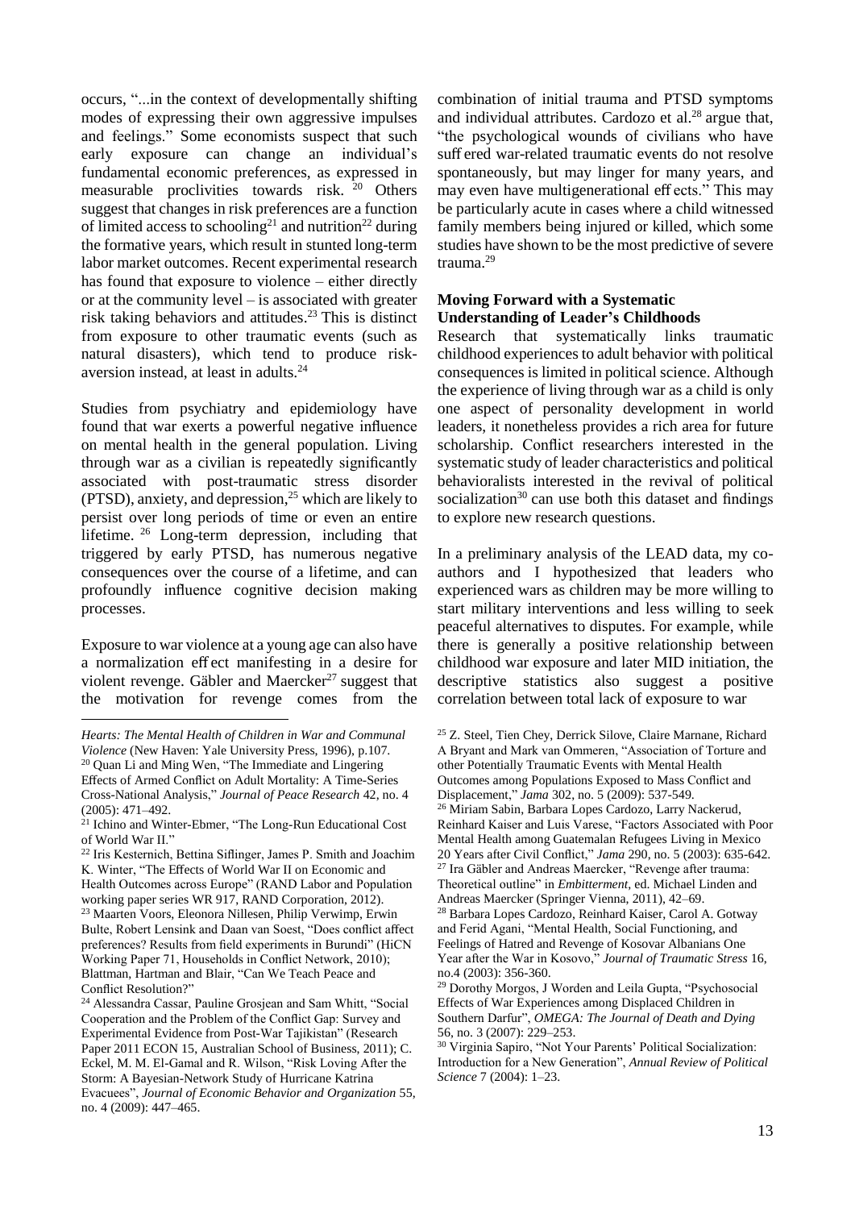occurs, "...in the context of developmentally shifting modes of expressing their own aggressive impulses and feelings." Some economists suspect that such early exposure can change an individual's fundamental economic preferences, as expressed in measurable proclivities towards risk.[20] Others suggest that changes in risk preferences are a function of limited access to schooling[21] and nutrition[22] during the formative years, which result in stunted long-term labor market outcomes. Recent experimental research has found that exposure to violence – either directly or at the community level – is associated with greater risk taking behaviors and attitudes.[23] This is distinct from exposure to other traumatic events (such as natural disasters), which tend to produce risk-aversion instead, at least in adults.[24]

Studies from psychiatry and epidemiology have found that war exerts a powerful negative influence on mental health in the general population. Living through war as a civilian is repeatedly significantly associated with post-traumatic stress disorder (PTSD), anxiety, and depression,[25] which are likely to persist over long periods of time or even an entire lifetime.[26] Long-term depression, including that triggered by early PTSD, has numerous negative consequences over the course of a lifetime, and can profoundly influence cognitive decision making processes.

Exposure to war violence at a young age can also have a normalization effect manifesting in a desire for violent revenge. Gäbler and Maercker[27] suggest that the motivation for revenge comes from the combination of initial trauma and PTSD symptoms and individual attributes. Cardozo et al.[28] argue that, "the psychological wounds of civilians who have suffered war-related traumatic events do not resolve spontaneously, but may linger for many years, and may even have multigenerational effects." This may be particularly acute in cases where a child witnessed family members being injured or killed, which some studies have shown to be the most predictive of severe trauma.[29]

### Moving Forward with a Systematic Understanding of Leader's Childhoods

Research that systematically links traumatic childhood experiences to adult behavior with political consequences is limited in political science. Although the experience of living through war as a child is only one aspect of personality development in world leaders, it nonetheless provides a rich area for future scholarship. Conflict researchers interested in the systematic study of leader characteristics and political behavioralists interested in the revival of political socialization[30] can use both this dataset and findings to explore new research questions.

In a preliminary analysis of the LEAD data, my co-authors and I hypothesized that leaders who experienced wars as children may be more willing to start military interventions and less willing to seek peaceful alternatives to disputes. For example, while there is generally a positive relationship between childhood war exposure and later MID initiation, the descriptive statistics also suggest a positive correlation between total lack of exposure to war

---

*Hearts: The Mental Health of Children in War and Communal Violence* (New Haven: Yale University Press, 1996), p.107.

[20] Quan Li and Ming Wen, "The Immediate and Lingering Effects of Armed Conflict on Adult Mortality: A Time-Series Cross-National Analysis," *Journal of Peace Research* 42, no. 4 (2005): 471–492.

[21] Ichino and Winter-Ebmer, "The Long-Run Educational Cost of World War II."

[22] Iris Kesternich, Bettina Siflinger, James P. Smith and Joachim K. Winter, "The Effects of World War II on Economic and Health Outcomes across Europe" (RAND Labor and Population working paper series WR 917, RAND Corporation, 2012).

[23] Maarten Voors, Eleonora Nillesen, Philip Verwimp, Erwin Bulte, Robert Lensink and Daan van Soest, "Does conflict affect preferences? Results from field experiments in Burundi" (HiCN Working Paper 71, Households in Conflict Network, 2010); Blattman, Hartman and Blair, "Can We Teach Peace and Conflict Resolution?"

[24] Alessandra Cassar, Pauline Grosjean and Sam Whitt, "Social Cooperation and the Problem of the Conflict Gap: Survey and Experimental Evidence from Post-War Tajikistan" (Research Paper 2011 ECON 15, Australian School of Business, 2011); C. Eckel, M. M. El-Gamal and R. Wilson, "Risk Loving After the Storm: A Bayesian-Network Study of Hurricane Katrina Evacuees", *Journal of Economic Behavior and Organization* 55, no. 4 (2009): 447–465.

[25] Z. Steel, Tien Chey, Derrick Silove, Claire Marnane, Richard A Bryant and Mark van Ommeren, "Association of Torture and other Potentially Traumatic Events with Mental Health Outcomes among Populations Exposed to Mass Conflict and Displacement," *Jama* 302, no. 5 (2009): 537-549.

[26] Miriam Sabin, Barbara Lopes Cardozo, Larry Nackerud, Reinhard Kaiser and Luis Varese, "Factors Associated with Poor Mental Health among Guatemalan Refugees Living in Mexico 20 Years after Civil Conflict," *Jama* 290, no. 5 (2003): 635-642.

[27] Ira Gäbler and Andreas Maercker, "Revenge after trauma: Theoretical outline" in *Embitterment*, ed. Michael Linden and Andreas Maercker (Springer Vienna, 2011), 42–69.

[28] Barbara Lopes Cardozo, Reinhard Kaiser, Carol A. Gotway and Ferid Agani, "Mental Health, Social Functioning, and Feelings of Hatred and Revenge of Kosovar Albanians One Year after the War in Kosovo," *Journal of Traumatic Stress* 16, no.4 (2003): 356-360.

[29] Dorothy Morgos, J Worden and Leila Gupta, "Psychosocial Effects of War Experiences among Displaced Children in Southern Darfur", *OMEGA: The Journal of Death and Dying* 56, no. 3 (2007): 229–253.

[30] Virginia Sapiro, "Not Your Parents' Political Socialization: Introduction for a New Generation", *Annual Review of Political Science* 7 (2004): 1–23.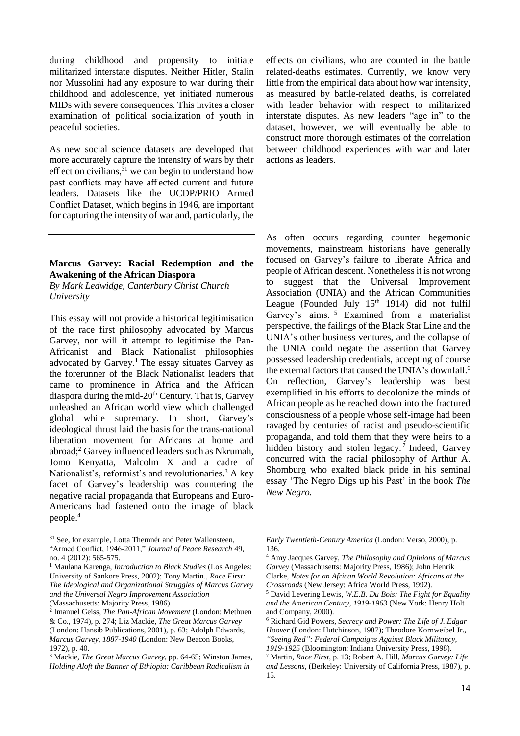during childhood and propensity to initiate militarized interstate disputes. Neither Hitler, Stalin nor Mussolini had any exposure to war during their childhood and adolescence, yet initiated numerous MIDs with severe consequences. This invites a closer examination of political socialization of youth in peaceful societies.

As new social science datasets are developed that more accurately capture the intensity of wars by their effect on civilians,[31] we can begin to understand how past conflicts may have affected current and future leaders. Datasets like the UCDP/PRIO Armed Conflict Dataset, which begins in 1946, are important for capturing the intensity of war and, particularly, the effects on civilians, who are counted in the battle related-deaths estimates. Currently, we know very little from the empirical data about how war intensity, as measured by battle-related deaths, is correlated with leader behavior with respect to militarized interstate disputes. As new leaders "age in" to the dataset, however, we will eventually be able to construct more thorough estimates of the correlation between childhood experiences with war and later actions as leaders.

[31] See, for example, Lotta Themnér and Peter Wallensteen, "Armed Conflict, 1946-2011," *Journal of Peace Research* 49, no. 4 (2012): 565-575.

---

## Marcus Garvey: Racial Redemption and the Awakening of the African Diaspora

*By Mark Ledwidge, Canterbury Christ Church University*

This essay will not provide a historical legitimisation of the race first philosophy advocated by Marcus Garvey, nor will it attempt to legitimise the Pan-Africanist and Black Nationalist philosophies advocated by Garvey.[1] The essay situates Garvey as the forerunner of the Black Nationalist leaders that came to prominence in Africa and the African diaspora during the mid-20th Century. That is, Garvey unleashed an African world view which challenged global white supremacy. In short, Garvey's ideological thrust laid the basis for the trans-national liberation movement for Africans at home and abroad;[2] Garvey influenced leaders such as Nkrumah, Jomo Kenyatta, Malcolm X and a cadre of Nationalist's, reformist's and revolutionaries.[3] A key facet of Garvey's leadership was countering the negative racial propaganda that Europeans and Euro-Americans had fastened onto the image of black people.[4]

As often occurs regarding counter hegemonic movements, mainstream historians have generally focused on Garvey's failure to liberate Africa and people of African descent. Nonetheless it is not wrong to suggest that the Universal Improvement Association (UNIA) and the African Communities League (Founded July 15th 1914) did not fulfil Garvey's aims.[5] Examined from a materialist perspective, the failings of the Black Star Line and the UNIA's other business ventures, and the collapse of the UNIA could negate the assertion that Garvey possessed leadership credentials, accepting of course the external factors that caused the UNIA's downfall.[6] On reflection, Garvey's leadership was best exemplified in his efforts to decolonize the minds of African people as he reached down into the fractured consciousness of a people whose self-image had been ravaged by centuries of racist and pseudo-scientific propaganda, and told them that they were heirs to a hidden history and stolen legacy.[7] Indeed, Garvey concurred with the racial philosophy of Arthur A. Shomburg who exalted black pride in his seminal essay 'The Negro Digs up his Past' in the book *The New Negro.*

[1] Maulana Karenga, *Introduction to Black Studies* (Los Angeles: University of Sankore Press, 2002); Tony Martin., *Race First: The Ideological and Organizational Struggles of Marcus Garvey and the Universal Negro Improvement Association* (Massachusetts: Majority Press, 1986).

[2] Imanuel Geiss, *The Pan-African Movement* (London: Methuen & Co., 1974), p. 274; Liz Mackie, *The Great Marcus Garvey* (London: Hansib Publications, 2001), p. 63; Adolph Edwards, *Marcus Garvey, 1887-1940* (London: New Beacon Books, 1972), p. 40.

[3] Mackie, *The Great Marcus Garvey*, pp. 64-65; Winston James, *Holding Aloft the Banner of Ethiopia: Caribbean Radicalism in Early Twentieth-Century America* (London: Verso, 2000), p. 136.

[4] Amy Jacques Garvey, *The Philosophy and Opinions of Marcus Garvey* (Massachusetts: Majority Press, 1986); John Henrik Clarke, *Notes for an African World Revolution: Africans at the Crossroads* (New Jersey: Africa World Press, 1992).

[5] David Levering Lewis, *W.E.B. Du Bois: The Fight for Equality and the American Century, 1919-1963* (New York: Henry Holt and Company, 2000).

[6] Richard Gid Powers, *Secrecy and Power: The Life of J. Edgar Hoover* (London: Hutchinson, 1987); Theodore Kornweibel Jr., *"Seeing Red": Federal Campaigns Against Black Militancy, 1919-1925* (Bloomington: Indiana University Press, 1998).

[7] Martin, *Race First*, p. 13; Robert A. Hill, *Marcus Garvey: Life and Lessons*, (Berkeley: University of California Press, 1987), p. 15.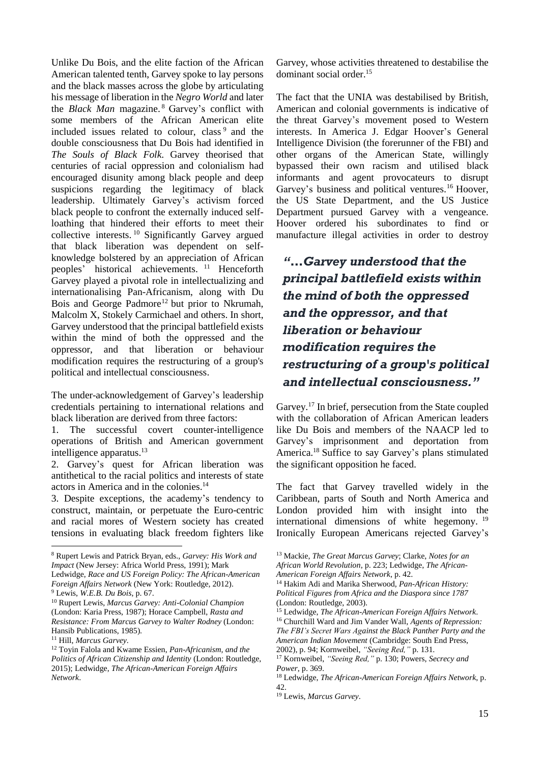Unlike Du Bois, and the elite faction of the African American talented tenth, Garvey spoke to lay persons and the black masses across the globe by articulating his message of liberation in the *Negro World* and later the *Black Man* magazine.[8] Garvey's conflict with some members of the African American elite included issues related to colour, class[9] and the double consciousness that Du Bois had identified in *The Souls of Black Folk*. Garvey theorised that centuries of racial oppression and colonialism had encouraged disunity among black people and deep suspicions regarding the legitimacy of black leadership. Ultimately Garvey's activism forced black people to confront the externally induced self-loathing that hindered their efforts to meet their collective interests.[10] Significantly Garvey argued that black liberation was dependent on self-knowledge bolstered by an appreciation of African peoples' historical achievements.[11] Henceforth Garvey played a pivotal role in intellectualizing and internationalising Pan-Africanism, along with Du Bois and George Padmore[12] but prior to Nkrumah, Malcolm X, Stokely Carmichael and others. In short, Garvey understood that the principal battlefield exists within the mind of both the oppressed and the oppressor, and that liberation or behaviour modification requires the restructuring of a group's political and intellectual consciousness.

The under-acknowledgement of Garvey's leadership credentials pertaining to international relations and black liberation are derived from three factors:

1. The successful covert counter-intelligence operations of British and American government intelligence apparatus.[13]
2. Garvey's quest for African liberation was antithetical to the racial politics and interests of state actors in America and in the colonies.[14]
3. Despite exceptions, the academy's tendency to construct, maintain, or perpetuate the Euro-centric and racial mores of Western society has created tensions in evaluating black freedom fighters like Garvey, whose activities threatened to destabilise the dominant social order.[15]

The fact that the UNIA was destabilised by British, American and colonial governments is indicative of the threat Garvey's movement posed to Western interests. In America J. Edgar Hoover's General Intelligence Division (the forerunner of the FBI) and other organs of the American State, willingly bypassed their own racism and utilised black informants and agent provocateurs to disrupt Garvey's business and political ventures.[16] Hoover, the US State Department, and the US Justice Department pursued Garvey with a vengeance. Hoover ordered his subordinates to find or manufacture illegal activities in order to destroy Garvey.[17] In brief, persecution from the State coupled with the collaboration of African American leaders like Du Bois and members of the NAACP led to Garvey's imprisonment and deportation from America.[18] Suffice to say Garvey's plans stimulated the significant opposition he faced.

> ***"…Garvey understood that the principal battlefield exists within the mind of both the oppressed and the oppressor, and that liberation or behaviour modification requires the restructuring of a group's political and intellectual consciousness."***

The fact that Garvey travelled widely in the Caribbean, parts of South and North America and London provided him with insight into the international dimensions of white hegemony.[19] Ironically European Americans rejected Garvey's

---

[8] Rupert Lewis and Patrick Bryan, eds., *Garvey: His Work and Impact* (New Jersey: Africa World Press, 1991); Mark Ledwidge, *Race and US Foreign Policy: The African-American Foreign Affairs Network* (New York: Routledge, 2012).

[9] Lewis, *W.E.B. Du Bois*, p. 67.

[10] Rupert Lewis, *Marcus Garvey: Anti-Colonial Champion* (London: Karia Press, 1987); Horace Campbell, *Rasta and Resistance: From Marcus Garvey to Walter Rodney* (London: Hansib Publications, 1985).

[11] Hill, *Marcus Garvey*.

[12] Toyin Falola and Kwame Essien, *Pan-Africanism, and the Politics of African Citizenship and Identity* (London: Routledge, 2015); Ledwidge, *The African-American Foreign Affairs Network*.

[13] Mackie, *The Great Marcus Garvey*; Clarke, *Notes for an African World Revolution*, p. 223; Ledwidge, *The African-American Foreign Affairs Network*, p. 42.

[14] Hakim Adi and Marika Sherwood, *Pan-African History: Political Figures from Africa and the Diaspora since 1787* (London: Routledge, 2003).

[15] Ledwidge, *The African-American Foreign Affairs Network*.

[16] Churchill Ward and Jim Vander Wall, *Agents of Repression: The FBI's Secret Wars Against the Black Panther Party and the American Indian Movement* (Cambridge: South End Press, 2002), p. 94; Kornweibel, *"Seeing Red,"* p. 131.

[17] Kornweibel, *"Seeing Red,"* p. 130; Powers, *Secrecy and Power*, p. 369.

[18] Ledwidge, *The African-American Foreign Affairs Network*, p. 42.

[19] Lewis, *Marcus Garvey*.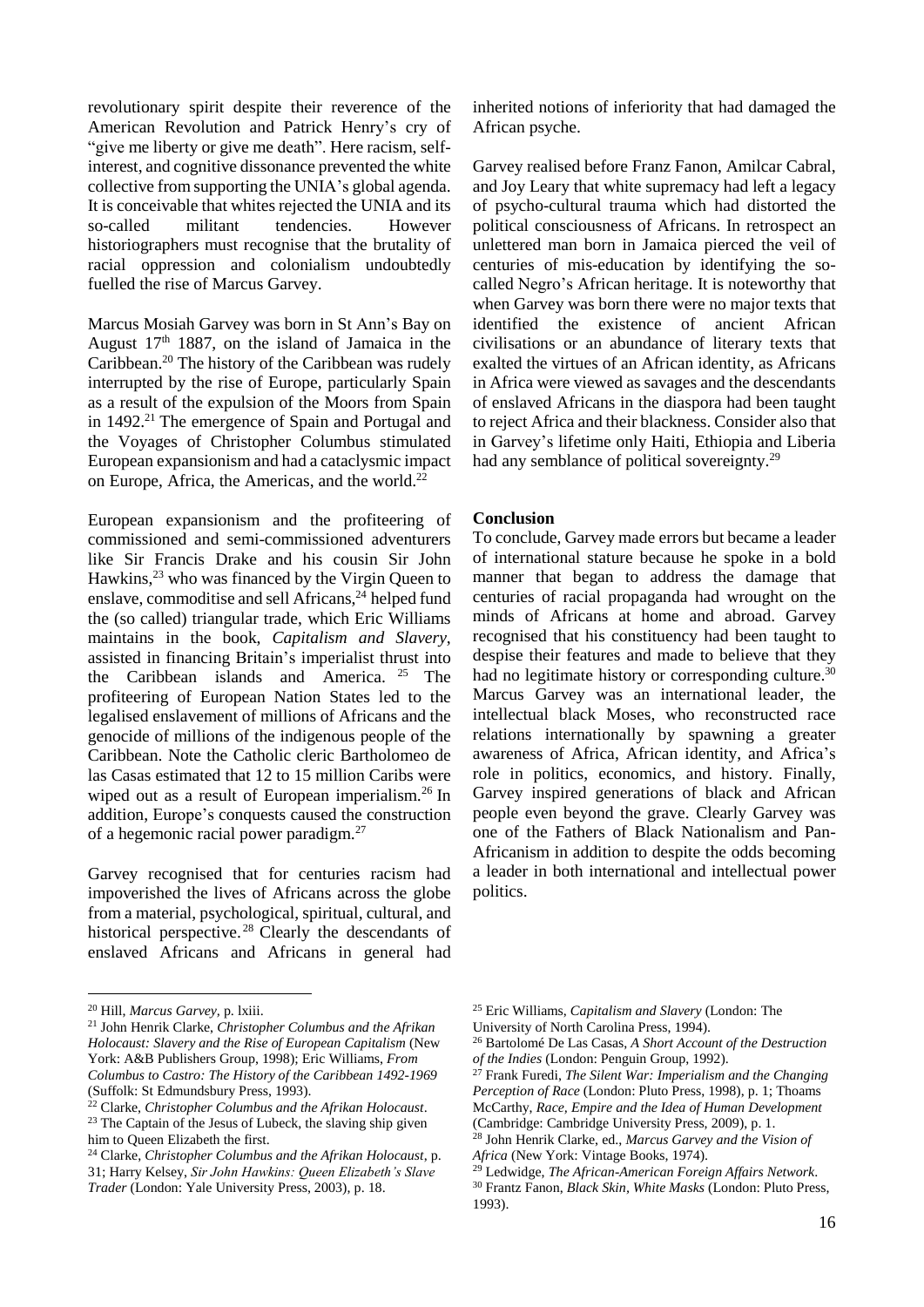revolutionary spirit despite their reverence of the American Revolution and Patrick Henry's cry of "give me liberty or give me death". Here racism, self-interest, and cognitive dissonance prevented the white collective from supporting the UNIA's global agenda. It is conceivable that whites rejected the UNIA and its so-called militant tendencies. However historiographers must recognise that the brutality of racial oppression and colonialism undoubtedly fuelled the rise of Marcus Garvey.

Marcus Mosiah Garvey was born in St Ann's Bay on August 17th 1887, on the island of Jamaica in the Caribbean.[20] The history of the Caribbean was rudely interrupted by the rise of Europe, particularly Spain as a result of the expulsion of the Moors from Spain in 1492.[21] The emergence of Spain and Portugal and the Voyages of Christopher Columbus stimulated European expansionism and had a cataclysmic impact on Europe, Africa, the Americas, and the world.[22]

European expansionism and the profiteering of commissioned and semi-commissioned adventurers like Sir Francis Drake and his cousin Sir John Hawkins,[23] who was financed by the Virgin Queen to enslave, commoditise and sell Africans,[24] helped fund the (so called) triangular trade, which Eric Williams maintains in the book, *Capitalism and Slavery*, assisted in financing Britain's imperialist thrust into the Caribbean islands and America.[25] The profiteering of European Nation States led to the legalised enslavement of millions of Africans and the genocide of millions of the indigenous people of the Caribbean. Note the Catholic cleric Bartholomeo de las Casas estimated that 12 to 15 million Caribs were wiped out as a result of European imperialism.[26] In addition, Europe's conquests caused the construction of a hegemonic racial power paradigm.[27]

Garvey recognised that for centuries racism had impoverished the lives of Africans across the globe from a material, psychological, spiritual, cultural, and historical perspective.[28] Clearly the descendants of enslaved Africans and Africans in general had inherited notions of inferiority that had damaged the African psyche.

Garvey realised before Franz Fanon, Amilcar Cabral, and Joy Leary that white supremacy had left a legacy of psycho-cultural trauma which had distorted the political consciousness of Africans. In retrospect an unlettered man born in Jamaica pierced the veil of centuries of mis-education by identifying the so-called Negro's African heritage. It is noteworthy that when Garvey was born there were no major texts that identified the existence of ancient African civilisations or an abundance of literary texts that exalted the virtues of an African identity, as Africans in Africa were viewed as savages and the descendants of enslaved Africans in the diaspora had been taught to reject Africa and their blackness. Consider also that in Garvey's lifetime only Haiti, Ethiopia and Liberia had any semblance of political sovereignty.[29]

**Conclusion**

To conclude, Garvey made errors but became a leader of international stature because he spoke in a bold manner that began to address the damage that centuries of racial propaganda had wrought on the minds of Africans at home and abroad. Garvey recognised that his constituency had been taught to despise their features and made to believe that they had no legitimate history or corresponding culture.[30] Marcus Garvey was an international leader, the intellectual black Moses, who reconstructed race relations internationally by spawning a greater awareness of Africa, African identity, and Africa's role in politics, economics, and history. Finally, Garvey inspired generations of black and African people even beyond the grave. Clearly Garvey was one of the Fathers of Black Nationalism and Pan-Africanism in addition to despite the odds becoming a leader in both international and intellectual power politics.

---

[20] Hill, *Marcus Garvey*, p. lxiii.

[21] John Henrik Clarke, *Christopher Columbus and the Afrikan Holocaust: Slavery and the Rise of European Capitalism* (New York: A&B Publishers Group, 1998); Eric Williams, *From Columbus to Castro: The History of the Caribbean 1492-1969* (Suffolk: St Edmundsbury Press, 1993).

[22] Clarke, *Christopher Columbus and the Afrikan Holocaust*.

[23] The Captain of the Jesus of Lubeck, the slaving ship given him to Queen Elizabeth the first.

[24] Clarke, *Christopher Columbus and the Afrikan Holocaust*, p. 31; Harry Kelsey, *Sir John Hawkins: Queen Elizabeth's Slave Trader* (London: Yale University Press, 2003), p. 18.

[25] Eric Williams, *Capitalism and Slavery* (London: The University of North Carolina Press, 1994).

[26] Bartolomé De Las Casas, *A Short Account of the Destruction of the Indies* (London: Penguin Group, 1992).

[27] Frank Furedi, *The Silent War: Imperialism and the Changing Perception of Race* (London: Pluto Press, 1998), p. 1; Thoams McCarthy, *Race, Empire and the Idea of Human Development* (Cambridge: Cambridge University Press, 2009), p. 1.

[28] John Henrik Clarke, ed., *Marcus Garvey and the Vision of Africa* (New York: Vintage Books, 1974).

[29] Ledwidge, *The African-American Foreign Affairs Network*.

[30] Frantz Fanon, *Black Skin, White Masks* (London: Pluto Press, 1993).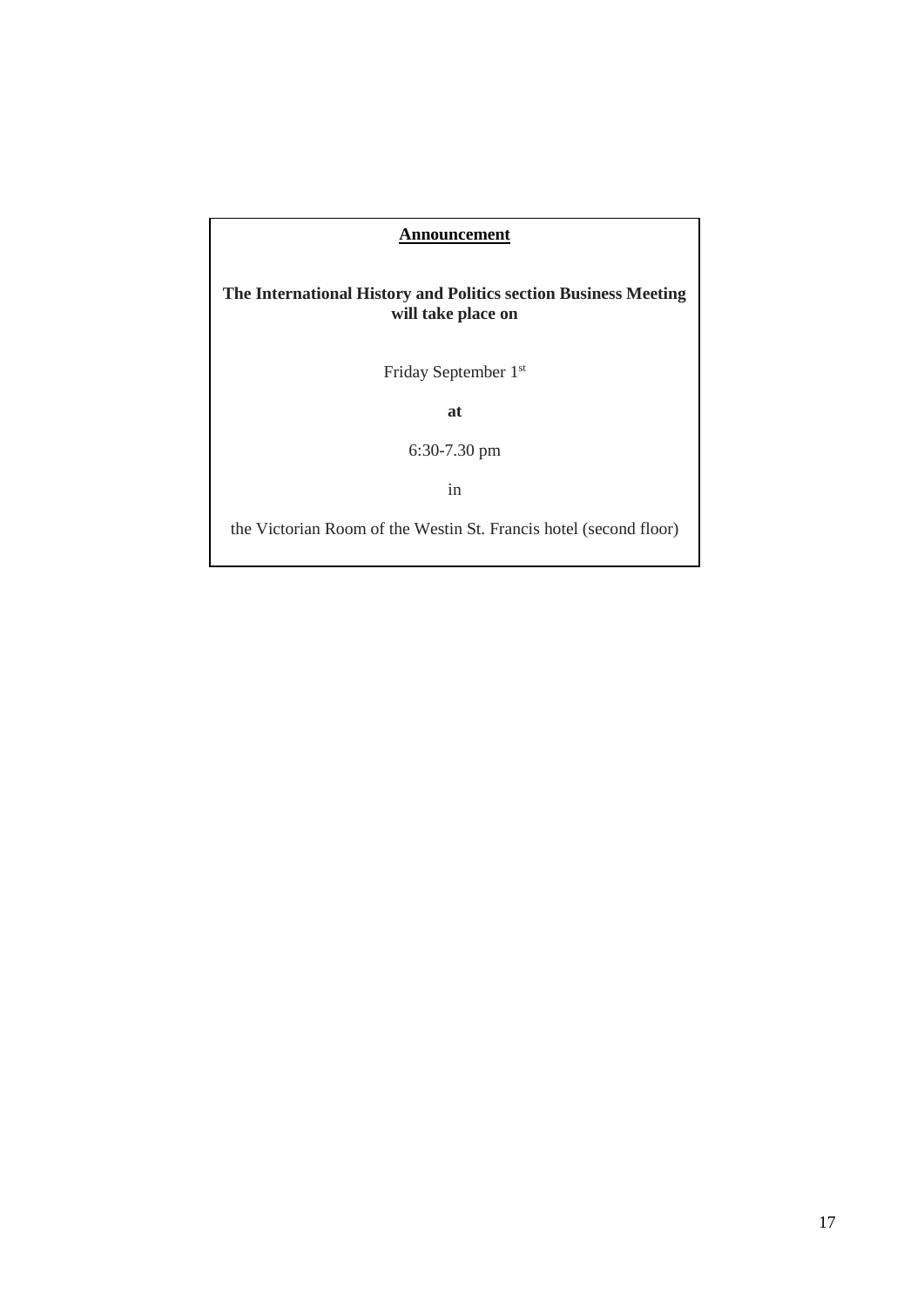**Announcement**

**The International History and Politics section Business Meeting will take place on**

Friday September 1st

**at**

6:30-7.30 pm

in

the Victorian Room of the Westin St. Francis hotel (second floor)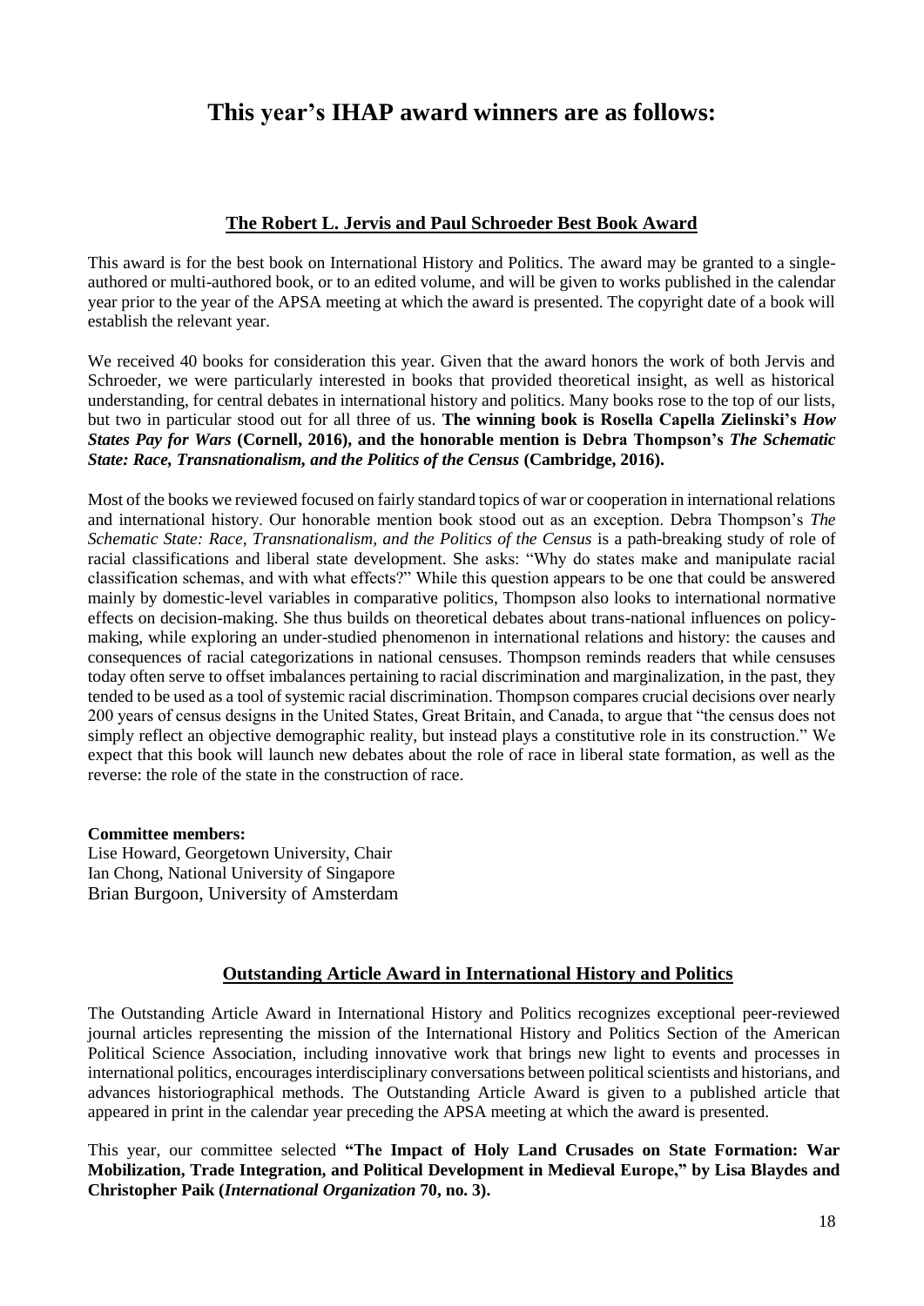# This year's IHAP award winners are as follows:

## The Robert L. Jervis and Paul Schroeder Best Book Award

This award is for the best book on International History and Politics. The award may be granted to a single-authored or multi-authored book, or to an edited volume, and will be given to works published in the calendar year prior to the year of the APSA meeting at which the award is presented. The copyright date of a book will establish the relevant year.

We received 40 books for consideration this year. Given that the award honors the work of both Jervis and Schroeder, we were particularly interested in books that provided theoretical insight, as well as historical understanding, for central debates in international history and politics. Many books rose to the top of our lists, but two in particular stood out for all three of us. **The winning book is Rosella Capella Zielinski's *How States Pay for Wars* (Cornell, 2016), and the honorable mention is Debra Thompson's *The Schematic State: Race, Transnationalism, and the Politics of the Census* (Cambridge, 2016).**

Most of the books we reviewed focused on fairly standard topics of war or cooperation in international relations and international history. Our honorable mention book stood out as an exception. Debra Thompson's *The Schematic State: Race, Transnationalism, and the Politics of the Census* is a path-breaking study of role of racial classifications and liberal state development. She asks: "Why do states make and manipulate racial classification schemas, and with what effects?" While this question appears to be one that could be answered mainly by domestic-level variables in comparative politics, Thompson also looks to international normative effects on decision-making. She thus builds on theoretical debates about trans-national influences on policy-making, while exploring an under-studied phenomenon in international relations and history: the causes and consequences of racial categorizations in national censuses. Thompson reminds readers that while censuses today often serve to offset imbalances pertaining to racial discrimination and marginalization, in the past, they tended to be used as a tool of systemic racial discrimination. Thompson compares crucial decisions over nearly 200 years of census designs in the United States, Great Britain, and Canada, to argue that "the census does not simply reflect an objective demographic reality, but instead plays a constitutive role in its construction." We expect that this book will launch new debates about the role of race in liberal state formation, as well as the reverse: the role of the state in the construction of race.

**Committee members:**
Lise Howard, Georgetown University, Chair
Ian Chong, National University of Singapore
Brian Burgoon, University of Amsterdam

## Outstanding Article Award in International History and Politics

The Outstanding Article Award in International History and Politics recognizes exceptional peer-reviewed journal articles representing the mission of the International History and Politics Section of the American Political Science Association, including innovative work that brings new light to events and processes in international politics, encourages interdisciplinary conversations between political scientists and historians, and advances historiographical methods. The Outstanding Article Award is given to a published article that appeared in print in the calendar year preceding the APSA meeting at which the award is presented.

This year, our committee selected **"The Impact of Holy Land Crusades on State Formation: War Mobilization, Trade Integration, and Political Development in Medieval Europe," by Lisa Blaydes and Christopher Paik (*International Organization* 70, no. 3).**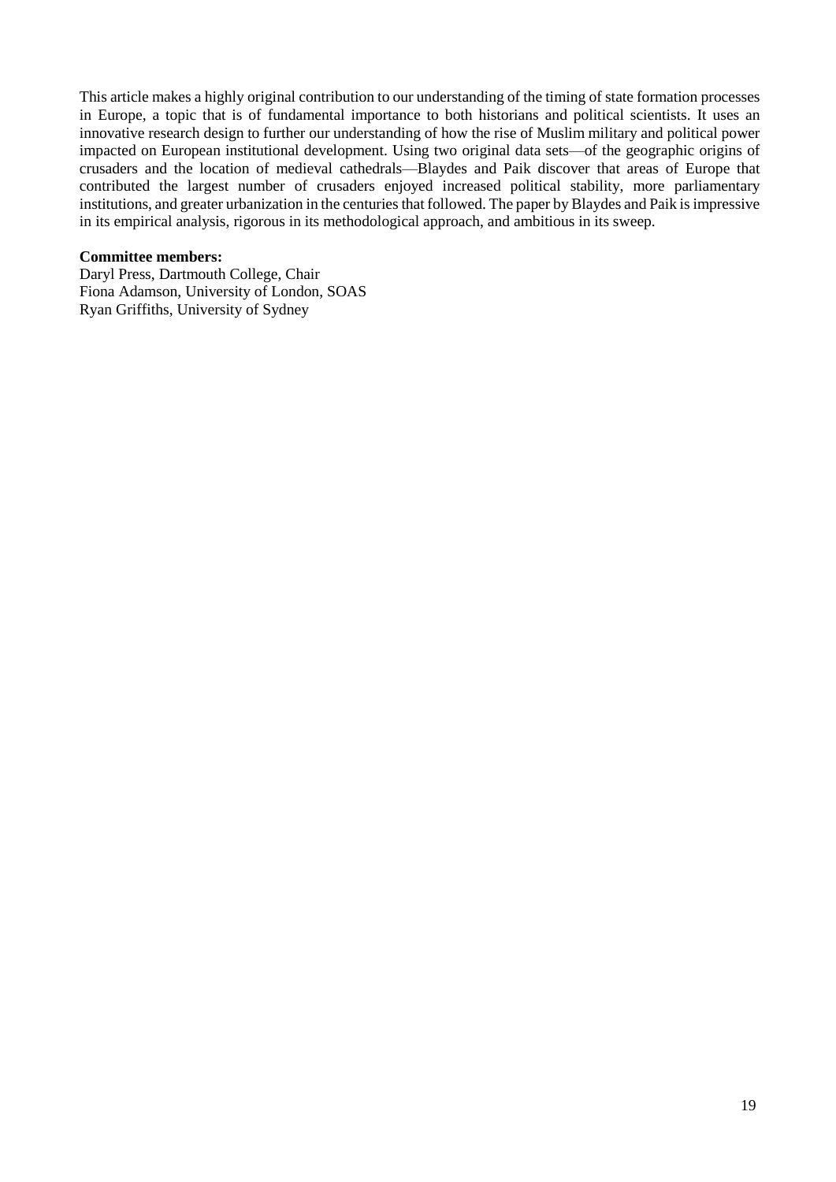This article makes a highly original contribution to our understanding of the timing of state formation processes in Europe, a topic that is of fundamental importance to both historians and political scientists. It uses an innovative research design to further our understanding of how the rise of Muslim military and political power impacted on European institutional development. Using two original data sets—of the geographic origins of crusaders and the location of medieval cathedrals—Blaydes and Paik discover that areas of Europe that contributed the largest number of crusaders enjoyed increased political stability, more parliamentary institutions, and greater urbanization in the centuries that followed. The paper by Blaydes and Paik is impressive in its empirical analysis, rigorous in its methodological approach, and ambitious in its sweep.

**Committee members:**

Daryl Press, Dartmouth College, Chair
Fiona Adamson, University of London, SOAS
Ryan Griffiths, University of Sydney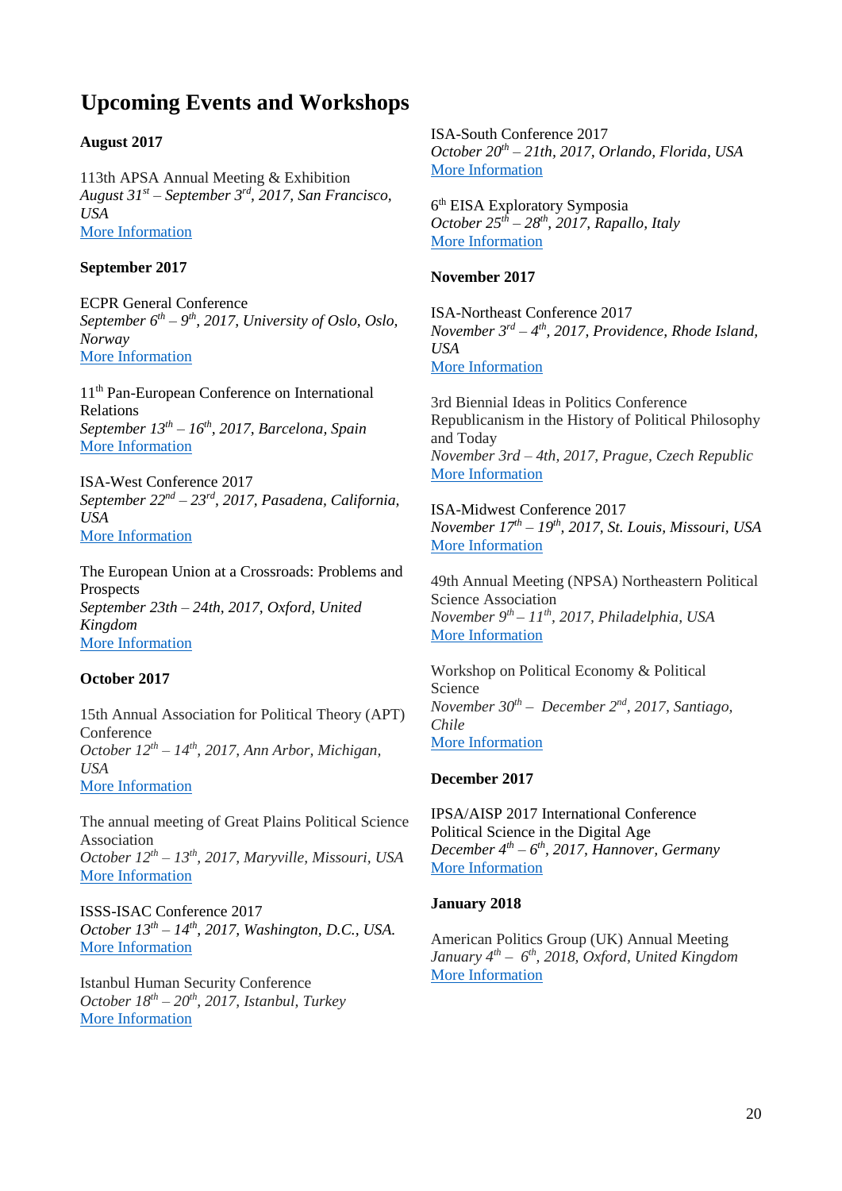## Upcoming Events and Workshops

**August 2017**

113th APSA Annual Meeting & Exhibition
*August 31st – September 3rd, 2017, San Francisco, USA*
More Information

**September 2017**

ECPR General Conference
*September 6th – 9th, 2017, University of Oslo, Oslo, Norway*
More Information

11th Pan-European Conference on International Relations
*September 13th – 16th, 2017, Barcelona, Spain*
More Information

ISA-West Conference 2017
*September 22nd – 23rd, 2017, Pasadena, California, USA*
More Information

The European Union at a Crossroads: Problems and Prospects
*September 23th – 24th, 2017, Oxford, United Kingdom*
More Information

**October 2017**

15th Annual Association for Political Theory (APT) Conference
*October 12th – 14th, 2017, Ann Arbor, Michigan, USA*
More Information

The annual meeting of Great Plains Political Science Association
*October 12th – 13th, 2017, Maryville, Missouri, USA*
More Information

ISSS-ISAC Conference 2017
*October 13th – 14th, 2017, Washington, D.C., USA.*
More Information

Istanbul Human Security Conference
*October 18th – 20th, 2017, Istanbul, Turkey*
More Information

ISA-South Conference 2017
*October 20th – 21th, 2017, Orlando, Florida, USA*
More Information

6th EISA Exploratory Symposia
*October 25th – 28th, 2017, Rapallo, Italy*
More Information

**November 2017**

ISA-Northeast Conference 2017
*November 3rd – 4th, 2017, Providence, Rhode Island, USA*
More Information

3rd Biennial Ideas in Politics Conference
Republicanism in the History of Political Philosophy and Today
*November 3rd – 4th, 2017, Prague, Czech Republic*
More Information

ISA-Midwest Conference 2017
*November 17th – 19th, 2017, St. Louis, Missouri, USA*
More Information

49th Annual Meeting (NPSA) Northeastern Political Science Association
*November 9th – 11th, 2017, Philadelphia, USA*
More Information

Workshop on Political Economy & Political Science
*November 30th – December 2nd, 2017, Santiago, Chile*
More Information

**December 2017**

IPSA/AISP 2017 International Conference
Political Science in the Digital Age
*December 4th – 6th, 2017, Hannover, Germany*
More Information

**January 2018**

American Politics Group (UK) Annual Meeting
*January 4th – 6th, 2018, Oxford, United Kingdom*
More Information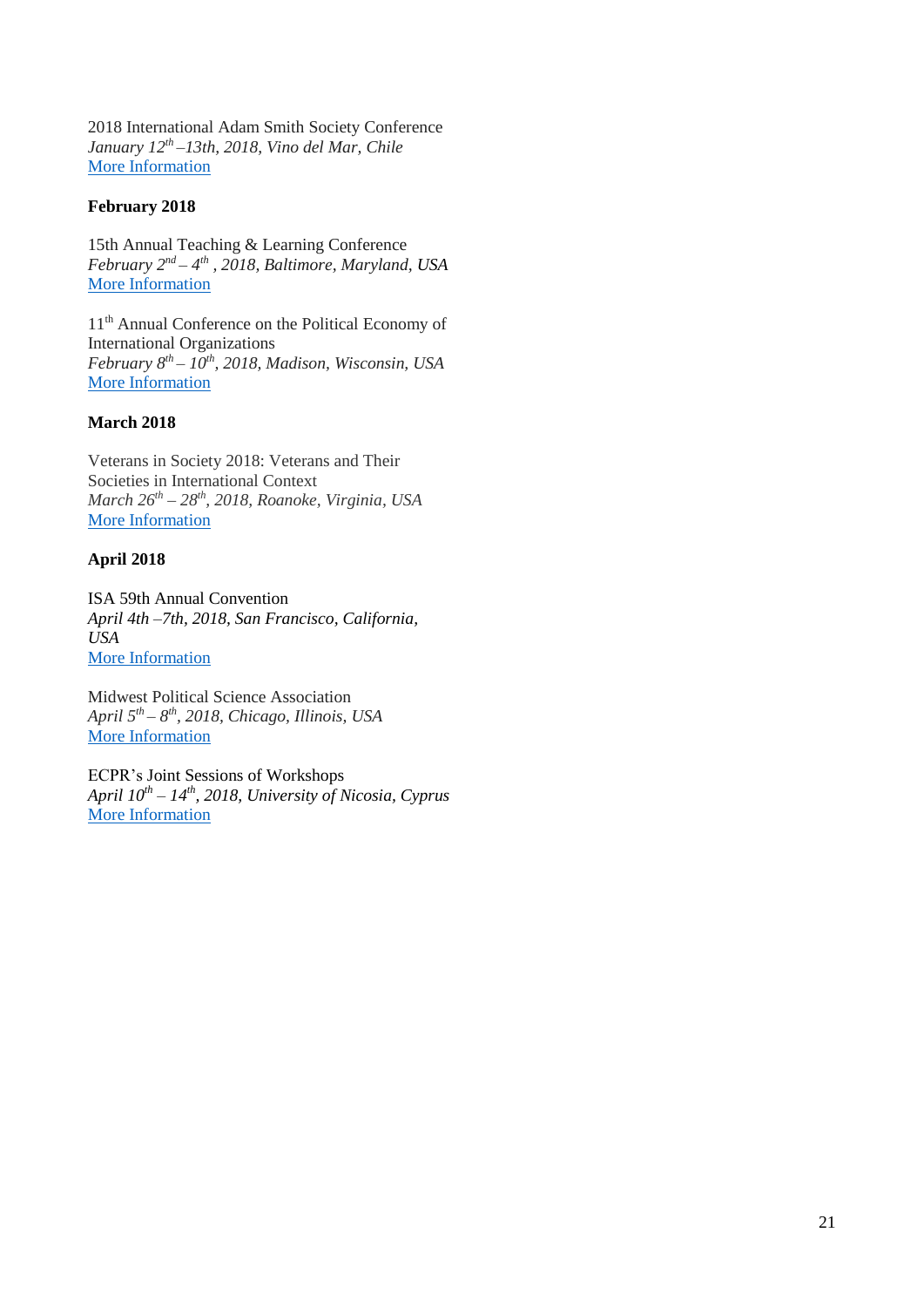2018 International Adam Smith Society Conference
*January 12th –13th, 2018, Vino del Mar, Chile*
More Information

**February 2018**

15th Annual Teaching & Learning Conference
*February 2nd – 4th , 2018, Baltimore, Maryland, USA*
More Information

11th Annual Conference on the Political Economy of International Organizations
*February 8th – 10th, 2018, Madison, Wisconsin, USA*
More Information

**March 2018**

Veterans in Society 2018: Veterans and Their Societies in International Context
*March 26th – 28th, 2018, Roanoke, Virginia, USA*
More Information

**April 2018**

ISA 59th Annual Convention
*April 4th –7th, 2018, San Francisco, California, USA*
More Information

Midwest Political Science Association
*April 5th – 8th, 2018, Chicago, Illinois, USA*
More Information

ECPR's Joint Sessions of Workshops
*April 10th – 14th, 2018, University of Nicosia, Cyprus*
More Information